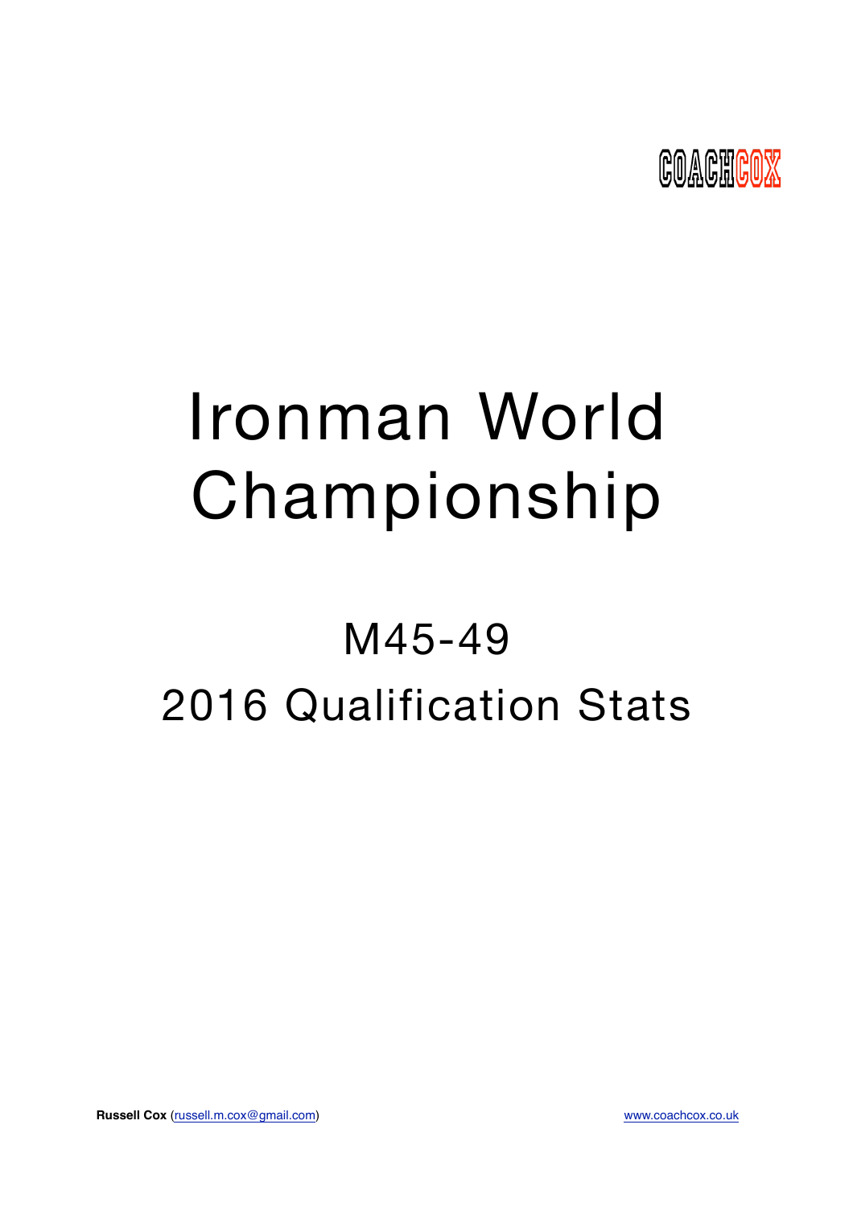COACHCOX

# Ironman World Championship

## M45-49

## 2016 Qualification Stats

**Russell Cox** (russell.m.cox@gmail.com) www.coachcox.co.uk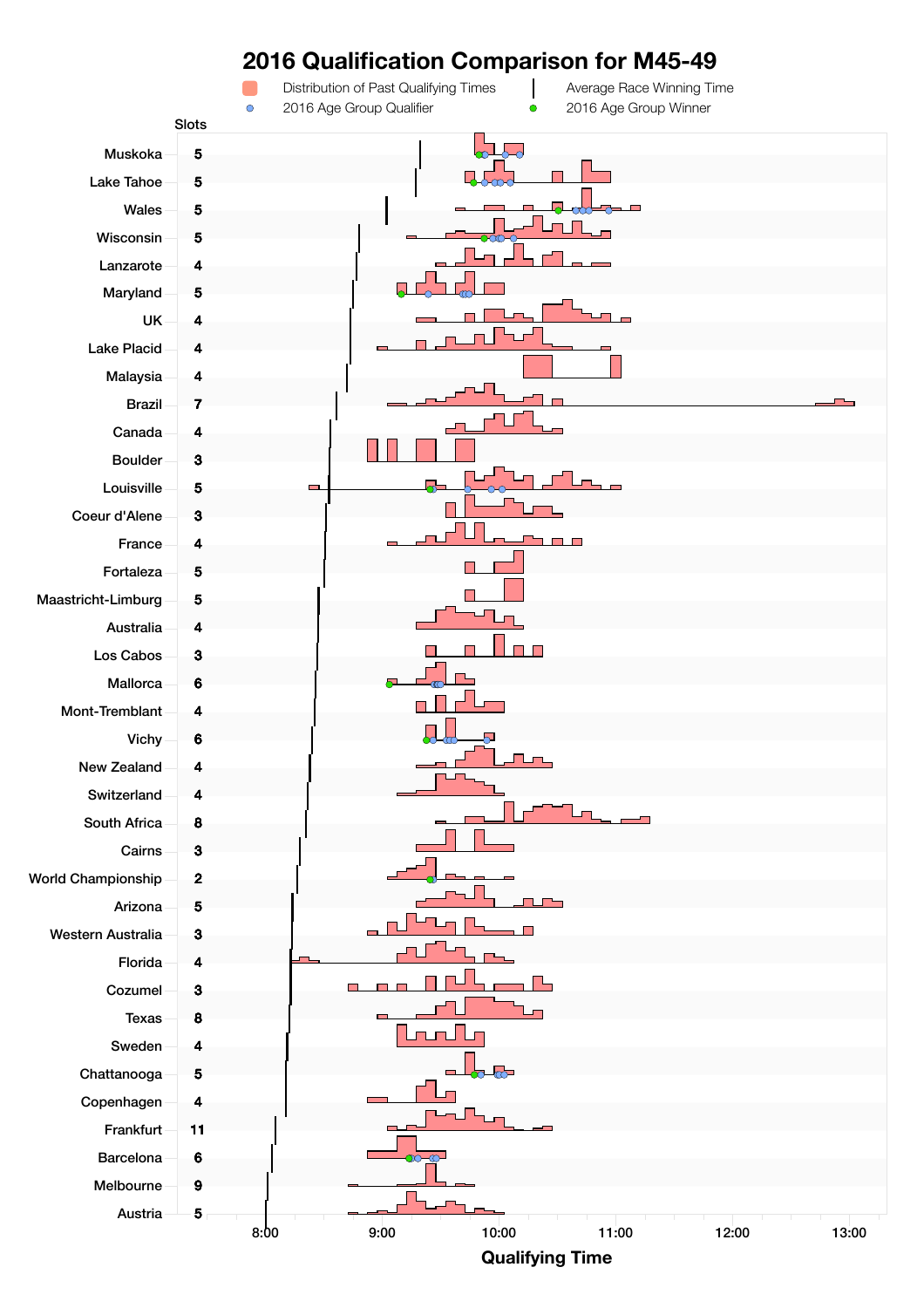# 2016 Qualification Comparison for M45-49

Legend: Distribution of Past Qualifying Times; Average Race Winning Time; 2016 Age Group Qualifier; 2016 Age Group Winner

| Race | Slots |
| --- | --- |
| Muskoka | 5 |
| Lake Tahoe | 5 |
| Wales | 5 |
| Wisconsin | 5 |
| Lanzarote | 4 |
| Maryland | 5 |
| UK | 4 |
| Lake Placid | 4 |
| Malaysia | 4 |
| Brazil | 7 |
| Canada | 4 |
| Boulder | 3 |
| Louisville | 5 |
| Coeur d'Alene | 3 |
| France | 4 |
| Fortaleza | 5 |
| Maastricht-Limburg | 5 |
| Australia | 4 |
| Los Cabos | 3 |
| Mallorca | 6 |
| Mont-Tremblant | 4 |
| Vichy | 6 |
| New Zealand | 4 |
| Switzerland | 4 |
| South Africa | 8 |
| Cairns | 3 |
| World Championship | 2 |
| Arizona | 5 |
| Western Australia | 3 |
| Florida | 4 |
| Cozumel | 3 |
| Texas | 8 |
| Sweden | 4 |
| Chattanooga | 5 |
| Copenhagen | 4 |
| Frankfurt | 11 |
| Barcelona | 6 |
| Melbourne | 9 |
| Austria | 5 |

Qualifying Time (8:00, 9:00, 10:00, 11:00, 12:00, 13:00)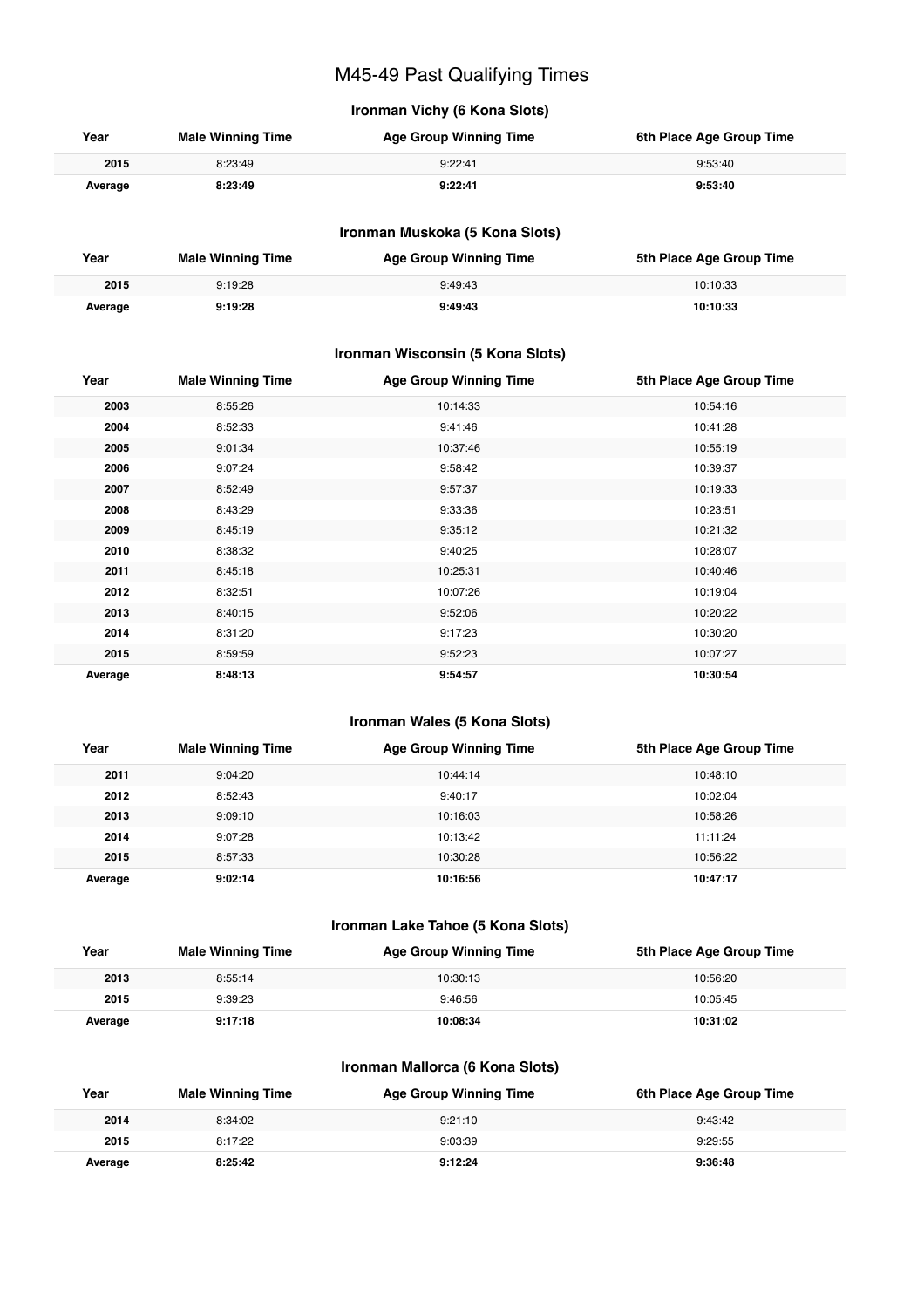# M45-49 Past Qualifying Times

### Ironman Vichy (6 Kona Slots)

| Year | Male Winning Time | Age Group Winning Time | 6th Place Age Group Time |
|---|---|---|---|
| 2015 | 8:23:49 | 9:22:41 | 9:53:40 |
| **Average** | **8:23:49** | **9:22:41** | **9:53:40** |

### Ironman Muskoka (5 Kona Slots)

| Year | Male Winning Time | Age Group Winning Time | 5th Place Age Group Time |
|---|---|---|---|
| 2015 | 9:19:28 | 9:49:43 | 10:10:33 |
| **Average** | **9:19:28** | **9:49:43** | **10:10:33** |

### Ironman Wisconsin (5 Kona Slots)

| Year | Male Winning Time | Age Group Winning Time | 5th Place Age Group Time |
|---|---|---|---|
| 2003 | 8:55:26 | 10:14:33 | 10:54:16 |
| 2004 | 8:52:33 | 9:41:46 | 10:41:28 |
| 2005 | 9:01:34 | 10:37:46 | 10:55:19 |
| 2006 | 9:07:24 | 9:58:42 | 10:39:37 |
| 2007 | 8:52:49 | 9:57:37 | 10:19:33 |
| 2008 | 8:43:29 | 9:33:36 | 10:23:51 |
| 2009 | 8:45:19 | 9:35:12 | 10:21:32 |
| 2010 | 8:38:32 | 9:40:25 | 10:28:07 |
| 2011 | 8:45:18 | 10:25:31 | 10:40:46 |
| 2012 | 8:32:51 | 10:07:26 | 10:19:04 |
| 2013 | 8:40:15 | 9:52:06 | 10:20:22 |
| 2014 | 8:31:20 | 9:17:23 | 10:30:20 |
| 2015 | 8:59:59 | 9:52:23 | 10:07:27 |
| **Average** | **8:48:13** | **9:54:57** | **10:30:54** |

### Ironman Wales (5 Kona Slots)

| Year | Male Winning Time | Age Group Winning Time | 5th Place Age Group Time |
|---|---|---|---|
| 2011 | 9:04:20 | 10:44:14 | 10:48:10 |
| 2012 | 8:52:43 | 9:40:17 | 10:02:04 |
| 2013 | 9:09:10 | 10:16:03 | 10:58:26 |
| 2014 | 9:07:28 | 10:13:42 | 11:11:24 |
| 2015 | 8:57:33 | 10:30:28 | 10:56:22 |
| **Average** | **9:02:14** | **10:16:56** | **10:47:17** |

### Ironman Lake Tahoe (5 Kona Slots)

| Year | Male Winning Time | Age Group Winning Time | 5th Place Age Group Time |
|---|---|---|---|
| 2013 | 8:55:14 | 10:30:13 | 10:56:20 |
| 2015 | 9:39:23 | 9:46:56 | 10:05:45 |
| **Average** | **9:17:18** | **10:08:34** | **10:31:02** |

### Ironman Mallorca (6 Kona Slots)

| Year | Male Winning Time | Age Group Winning Time | 6th Place Age Group Time |
|---|---|---|---|
| 2014 | 8:34:02 | 9:21:10 | 9:43:42 |
| 2015 | 8:17:22 | 9:03:39 | 9:29:55 |
| **Average** | **8:25:42** | **9:12:24** | **9:36:48** |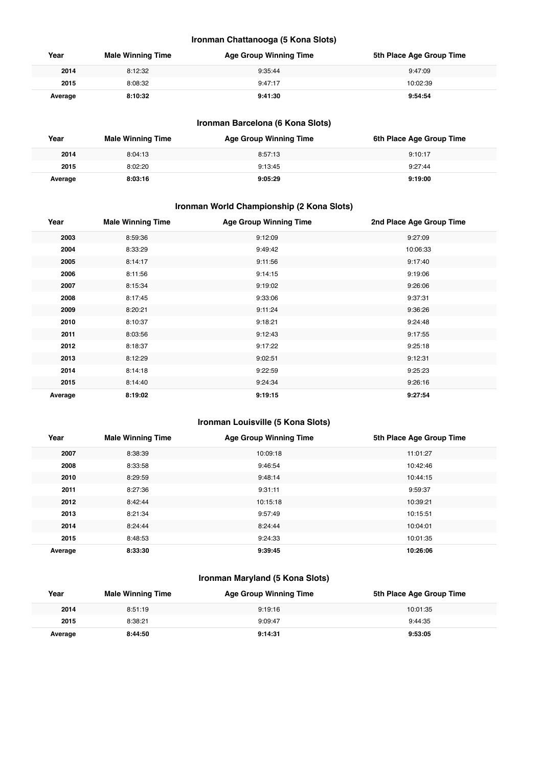### Ironman Chattanooga (5 Kona Slots)

| Year | Male Winning Time | Age Group Winning Time | 5th Place Age Group Time |
|---|---|---|---|
| **2014** | 8:12:32 | 9:35:44 | 9:47:09 |
| **2015** | 8:08:32 | 9:47:17 | 10:02:39 |
| **Average** | **8:10:32** | **9:41:30** | **9:54:54** |

### Ironman Barcelona (6 Kona Slots)

| Year | Male Winning Time | Age Group Winning Time | 6th Place Age Group Time |
|---|---|---|---|
| **2014** | 8:04:13 | 8:57:13 | 9:10:17 |
| **2015** | 8:02:20 | 9:13:45 | 9:27:44 |
| **Average** | **8:03:16** | **9:05:29** | **9:19:00** |

### Ironman World Championship (2 Kona Slots)

| Year | Male Winning Time | Age Group Winning Time | 2nd Place Age Group Time |
|---|---|---|---|
| **2003** | 8:59:36 | 9:12:09 | 9:27:09 |
| **2004** | 8:33:29 | 9:49:42 | 10:06:33 |
| **2005** | 8:14:17 | 9:11:56 | 9:17:40 |
| **2006** | 8:11:56 | 9:14:15 | 9:19:06 |
| **2007** | 8:15:34 | 9:19:02 | 9:26:06 |
| **2008** | 8:17:45 | 9:33:06 | 9:37:31 |
| **2009** | 8:20:21 | 9:11:24 | 9:36:26 |
| **2010** | 8:10:37 | 9:18:21 | 9:24:48 |
| **2011** | 8:03:56 | 9:12:43 | 9:17:55 |
| **2012** | 8:18:37 | 9:17:22 | 9:25:18 |
| **2013** | 8:12:29 | 9:02:51 | 9:12:31 |
| **2014** | 8:14:18 | 9:22:59 | 9:25:23 |
| **2015** | 8:14:40 | 9:24:34 | 9:26:16 |
| **Average** | **8:19:02** | **9:19:15** | **9:27:54** |

### Ironman Louisville (5 Kona Slots)

| Year | Male Winning Time | Age Group Winning Time | 5th Place Age Group Time |
|---|---|---|---|
| **2007** | 8:38:39 | 10:09:18 | 11:01:27 |
| **2008** | 8:33:58 | 9:46:54 | 10:42:46 |
| **2010** | 8:29:59 | 9:48:14 | 10:44:15 |
| **2011** | 8:27:36 | 9:31:11 | 9:59:37 |
| **2012** | 8:42:44 | 10:15:18 | 10:39:21 |
| **2013** | 8:21:34 | 9:57:49 | 10:15:51 |
| **2014** | 8:24:44 | 8:24:44 | 10:04:01 |
| **2015** | 8:48:53 | 9:24:33 | 10:01:35 |
| **Average** | **8:33:30** | **9:39:45** | **10:26:06** |

### Ironman Maryland (5 Kona Slots)

| Year | Male Winning Time | Age Group Winning Time | 5th Place Age Group Time |
|---|---|---|---|
| **2014** | 8:51:19 | 9:19:16 | 10:01:35 |
| **2015** | 8:38:21 | 9:09:47 | 9:44:35 |
| **Average** | **8:44:50** | **9:14:31** | **9:53:05** |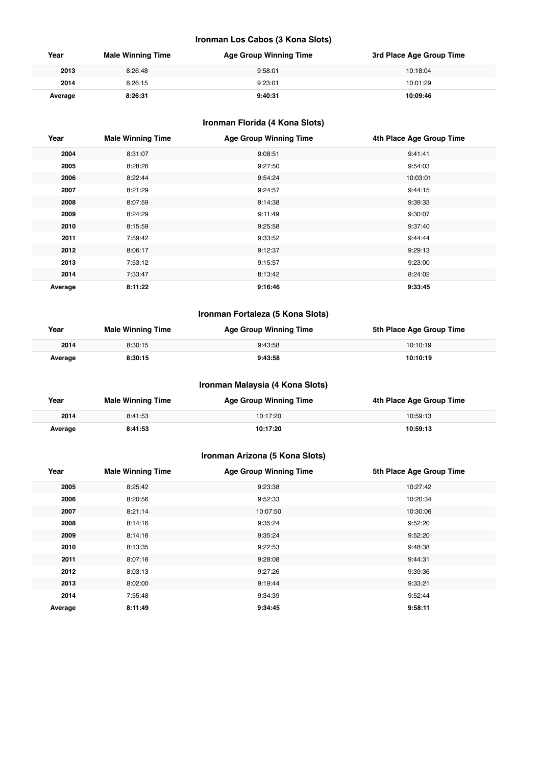### Ironman Los Cabos (3 Kona Slots)

| Year | Male Winning Time | Age Group Winning Time | 3rd Place Age Group Time |
|---|---|---|---|
| 2013 | 8:26:48 | 9:58:01 | 10:18:04 |
| 2014 | 8:26:15 | 9:23:01 | 10:01:29 |
| **Average** | **8:26:31** | **9:40:31** | **10:09:46** |

### Ironman Florida (4 Kona Slots)

| Year | Male Winning Time | Age Group Winning Time | 4th Place Age Group Time |
|---|---|---|---|
| 2004 | 8:31:07 | 9:08:51 | 9:41:41 |
| 2005 | 8:28:26 | 9:27:50 | 9:54:03 |
| 2006 | 8:22:44 | 9:54:24 | 10:03:01 |
| 2007 | 8:21:29 | 9:24:57 | 9:44:15 |
| 2008 | 8:07:59 | 9:14:38 | 9:39:33 |
| 2009 | 8:24:29 | 9:11:49 | 9:30:07 |
| 2010 | 8:15:59 | 9:25:58 | 9:37:40 |
| 2011 | 7:59:42 | 9:33:52 | 9:44:44 |
| 2012 | 8:06:17 | 9:12:37 | 9:29:13 |
| 2013 | 7:53:12 | 9:15:57 | 9:23:00 |
| 2014 | 7:33:47 | 8:13:42 | 8:24:02 |
| **Average** | **8:11:22** | **9:16:46** | **9:33:45** |

### Ironman Fortaleza (5 Kona Slots)

| Year | Male Winning Time | Age Group Winning Time | 5th Place Age Group Time |
|---|---|---|---|
| 2014 | 8:30:15 | 9:43:58 | 10:10:19 |
| **Average** | **8:30:15** | **9:43:58** | **10:10:19** |

### Ironman Malaysia (4 Kona Slots)

| Year | Male Winning Time | Age Group Winning Time | 4th Place Age Group Time |
|---|---|---|---|
| 2014 | 8:41:53 | 10:17:20 | 10:59:13 |
| **Average** | **8:41:53** | **10:17:20** | **10:59:13** |

### Ironman Arizona (5 Kona Slots)

| Year | Male Winning Time | Age Group Winning Time | 5th Place Age Group Time |
|---|---|---|---|
| 2005 | 8:25:42 | 9:23:38 | 10:27:42 |
| 2006 | 8:20:56 | 9:52:33 | 10:20:34 |
| 2007 | 8:21:14 | 10:07:50 | 10:30:06 |
| 2008 | 8:14:16 | 9:35:24 | 9:52:20 |
| 2009 | 8:14:16 | 9:35:24 | 9:52:20 |
| 2010 | 8:13:35 | 9:22:53 | 9:48:38 |
| 2011 | 8:07:16 | 9:28:08 | 9:44:31 |
| 2012 | 8:03:13 | 9:27:26 | 9:39:36 |
| 2013 | 8:02:00 | 9:19:44 | 9:33:21 |
| 2014 | 7:55:48 | 9:34:39 | 9:52:44 |
| **Average** | **8:11:49** | **9:34:45** | **9:58:11** |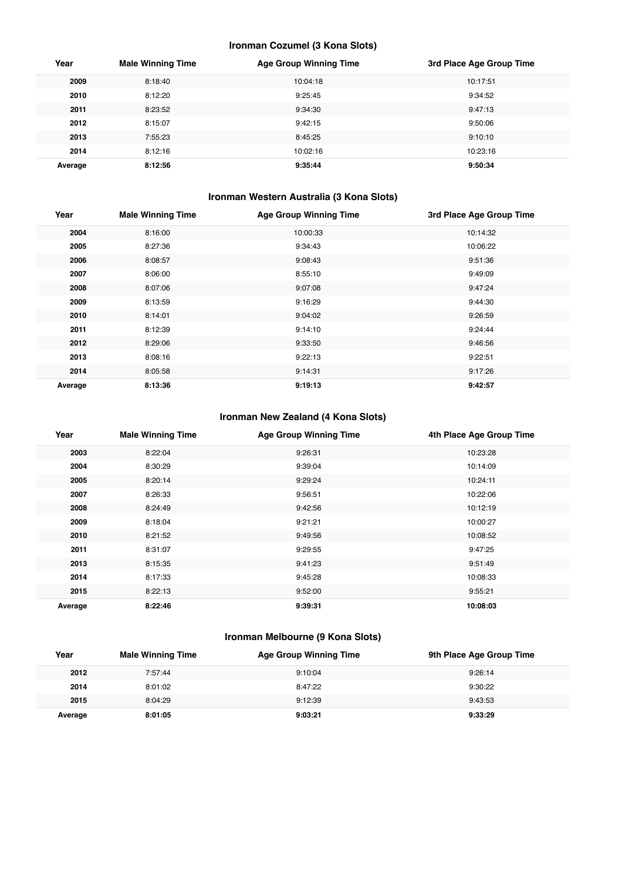### Ironman Cozumel (3 Kona Slots)

| Year | Male Winning Time | Age Group Winning Time | 3rd Place Age Group Time |
|---|---|---|---|
| **2009** | 8:18:40 | 10:04:18 | 10:17:51 |
| **2010** | 8:12:20 | 9:25:45 | 9:34:52 |
| **2011** | 8:23:52 | 9:34:30 | 9:47:13 |
| **2012** | 8:15:07 | 9:42:15 | 9:50:06 |
| **2013** | 7:55:23 | 8:45:25 | 9:10:10 |
| **2014** | 8:12:16 | 10:02:16 | 10:23:16 |
| **Average** | **8:12:56** | **9:35:44** | **9:50:34** |

### Ironman Western Australia (3 Kona Slots)

| Year | Male Winning Time | Age Group Winning Time | 3rd Place Age Group Time |
|---|---|---|---|
| **2004** | 8:16:00 | 10:00:33 | 10:14:32 |
| **2005** | 8:27:36 | 9:34:43 | 10:06:22 |
| **2006** | 8:08:57 | 9:08:43 | 9:51:36 |
| **2007** | 8:06:00 | 8:55:10 | 9:49:09 |
| **2008** | 8:07:06 | 9:07:08 | 9:47:24 |
| **2009** | 8:13:59 | 9:16:29 | 9:44:30 |
| **2010** | 8:14:01 | 9:04:02 | 9:26:59 |
| **2011** | 8:12:39 | 9:14:10 | 9:24:44 |
| **2012** | 8:29:06 | 9:33:50 | 9:46:56 |
| **2013** | 8:08:16 | 9:22:13 | 9:22:51 |
| **2014** | 8:05:58 | 9:14:31 | 9:17:26 |
| **Average** | **8:13:36** | **9:19:13** | **9:42:57** |

### Ironman New Zealand (4 Kona Slots)

| Year | Male Winning Time | Age Group Winning Time | 4th Place Age Group Time |
|---|---|---|---|
| **2003** | 8:22:04 | 9:26:31 | 10:23:28 |
| **2004** | 8:30:29 | 9:39:04 | 10:14:09 |
| **2005** | 8:20:14 | 9:29:24 | 10:24:11 |
| **2007** | 8:26:33 | 9:56:51 | 10:22:06 |
| **2008** | 8:24:49 | 9:42:56 | 10:12:19 |
| **2009** | 8:18:04 | 9:21:21 | 10:00:27 |
| **2010** | 8:21:52 | 9:49:56 | 10:08:52 |
| **2011** | 8:31:07 | 9:29:55 | 9:47:25 |
| **2013** | 8:15:35 | 9:41:23 | 9:51:49 |
| **2014** | 8:17:33 | 9:45:28 | 10:08:33 |
| **2015** | 8:22:13 | 9:52:00 | 9:55:21 |
| **Average** | **8:22:46** | **9:39:31** | **10:08:03** |

### Ironman Melbourne (9 Kona Slots)

| Year | Male Winning Time | Age Group Winning Time | 9th Place Age Group Time |
|---|---|---|---|
| **2012** | 7:57:44 | 9:10:04 | 9:26:14 |
| **2014** | 8:01:02 | 8:47:22 | 9:30:22 |
| **2015** | 8:04:29 | 9:12:39 | 9:43:53 |
| **Average** | **8:01:05** | **9:03:21** | **9:33:29** |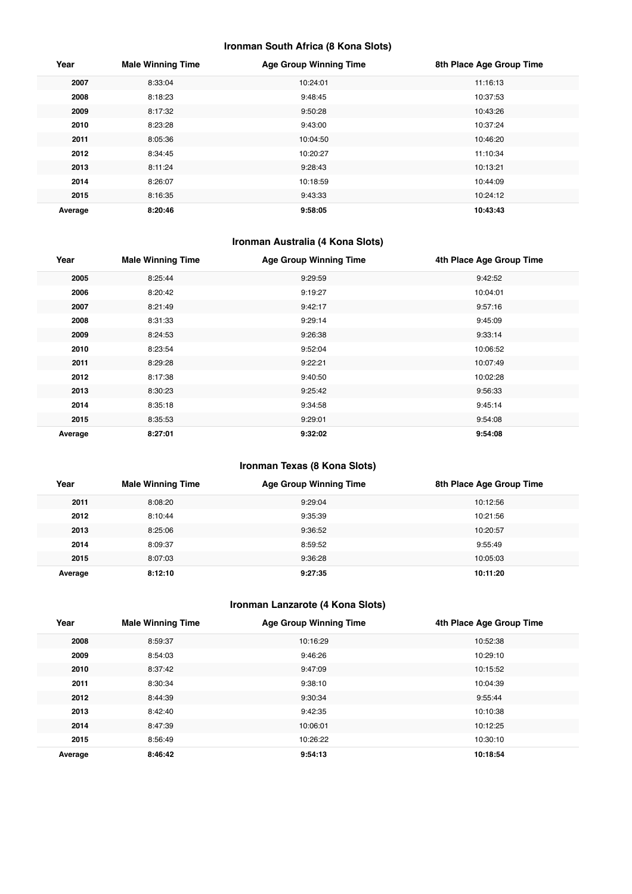### Ironman South Africa (8 Kona Slots)

| Year | Male Winning Time | Age Group Winning Time | 8th Place Age Group Time |
|---|---|---|---|
| **2007** | 8:33:04 | 10:24:01 | 11:16:13 |
| **2008** | 8:18:23 | 9:48:45 | 10:37:53 |
| **2009** | 8:17:32 | 9:50:28 | 10:43:26 |
| **2010** | 8:23:28 | 9:43:00 | 10:37:24 |
| **2011** | 8:05:36 | 10:04:50 | 10:46:20 |
| **2012** | 8:34:45 | 10:20:27 | 11:10:34 |
| **2013** | 8:11:24 | 9:28:43 | 10:13:21 |
| **2014** | 8:26:07 | 10:18:59 | 10:44:09 |
| **2015** | 8:16:35 | 9:43:33 | 10:24:12 |
| **Average** | **8:20:46** | **9:58:05** | **10:43:43** |

### Ironman Australia (4 Kona Slots)

| Year | Male Winning Time | Age Group Winning Time | 4th Place Age Group Time |
|---|---|---|---|
| **2005** | 8:25:44 | 9:29:59 | 9:42:52 |
| **2006** | 8:20:42 | 9:19:27 | 10:04:01 |
| **2007** | 8:21:49 | 9:42:17 | 9:57:16 |
| **2008** | 8:31:33 | 9:29:14 | 9:45:09 |
| **2009** | 8:24:53 | 9:26:38 | 9:33:14 |
| **2010** | 8:23:54 | 9:52:04 | 10:06:52 |
| **2011** | 8:29:28 | 9:22:21 | 10:07:49 |
| **2012** | 8:17:38 | 9:40:50 | 10:02:28 |
| **2013** | 8:30:23 | 9:25:42 | 9:56:33 |
| **2014** | 8:35:18 | 9:34:58 | 9:45:14 |
| **2015** | 8:35:53 | 9:29:01 | 9:54:08 |
| **Average** | **8:27:01** | **9:32:02** | **9:54:08** |

### Ironman Texas (8 Kona Slots)

| Year | Male Winning Time | Age Group Winning Time | 8th Place Age Group Time |
|---|---|---|---|
| **2011** | 8:08:20 | 9:29:04 | 10:12:56 |
| **2012** | 8:10:44 | 9:35:39 | 10:21:56 |
| **2013** | 8:25:06 | 9:36:52 | 10:20:57 |
| **2014** | 8:09:37 | 8:59:52 | 9:55:49 |
| **2015** | 8:07:03 | 9:36:28 | 10:05:03 |
| **Average** | **8:12:10** | **9:27:35** | **10:11:20** |

### Ironman Lanzarote (4 Kona Slots)

| Year | Male Winning Time | Age Group Winning Time | 4th Place Age Group Time |
|---|---|---|---|
| **2008** | 8:59:37 | 10:16:29 | 10:52:38 |
| **2009** | 8:54:03 | 9:46:26 | 10:29:10 |
| **2010** | 8:37:42 | 9:47:09 | 10:15:52 |
| **2011** | 8:30:34 | 9:38:10 | 10:04:39 |
| **2012** | 8:44:39 | 9:30:34 | 9:55:44 |
| **2013** | 8:42:40 | 9:42:35 | 10:10:38 |
| **2014** | 8:47:39 | 10:06:01 | 10:12:25 |
| **2015** | 8:56:49 | 10:26:22 | 10:30:10 |
| **Average** | **8:46:42** | **9:54:13** | **10:18:54** |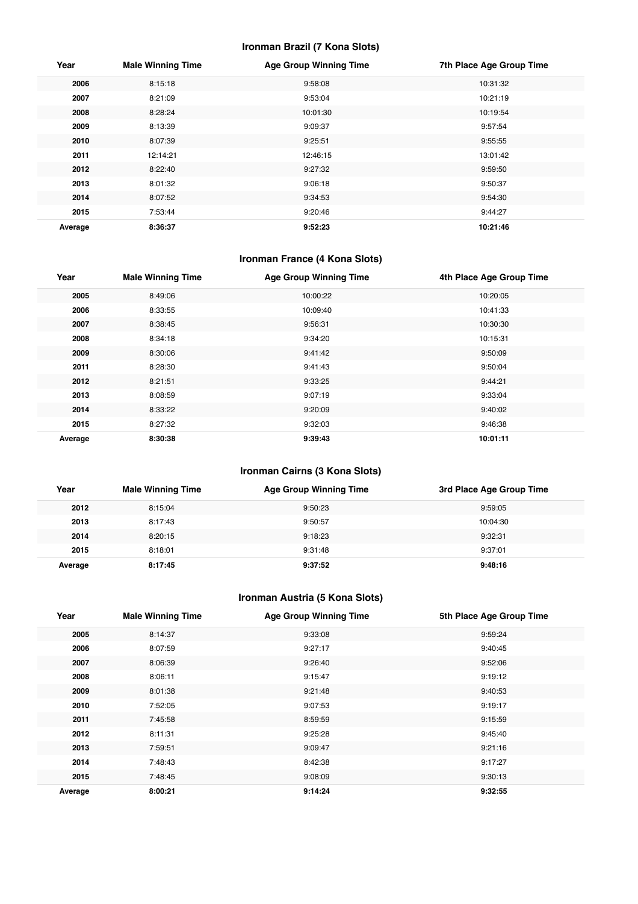### Ironman Brazil (7 Kona Slots)

| Year | Male Winning Time | Age Group Winning Time | 7th Place Age Group Time |
|---|---|---|---|
| **2006** | 8:15:18 | 9:58:08 | 10:31:32 |
| **2007** | 8:21:09 | 9:53:04 | 10:21:19 |
| **2008** | 8:28:24 | 10:01:30 | 10:19:54 |
| **2009** | 8:13:39 | 9:09:37 | 9:57:54 |
| **2010** | 8:07:39 | 9:25:51 | 9:55:55 |
| **2011** | 12:14:21 | 12:46:15 | 13:01:42 |
| **2012** | 8:22:40 | 9:27:32 | 9:59:50 |
| **2013** | 8:01:32 | 9:06:18 | 9:50:37 |
| **2014** | 8:07:52 | 9:34:53 | 9:54:30 |
| **2015** | 7:53:44 | 9:20:46 | 9:44:27 |
| **Average** | **8:36:37** | **9:52:23** | **10:21:46** |

### Ironman France (4 Kona Slots)

| Year | Male Winning Time | Age Group Winning Time | 4th Place Age Group Time |
|---|---|---|---|
| **2005** | 8:49:06 | 10:00:22 | 10:20:05 |
| **2006** | 8:33:55 | 10:09:40 | 10:41:33 |
| **2007** | 8:38:45 | 9:56:31 | 10:30:30 |
| **2008** | 8:34:18 | 9:34:20 | 10:15:31 |
| **2009** | 8:30:06 | 9:41:42 | 9:50:09 |
| **2011** | 8:28:30 | 9:41:43 | 9:50:04 |
| **2012** | 8:21:51 | 9:33:25 | 9:44:21 |
| **2013** | 8:08:59 | 9:07:19 | 9:33:04 |
| **2014** | 8:33:22 | 9:20:09 | 9:40:02 |
| **2015** | 8:27:32 | 9:32:03 | 9:46:38 |
| **Average** | **8:30:38** | **9:39:43** | **10:01:11** |

### Ironman Cairns (3 Kona Slots)

| Year | Male Winning Time | Age Group Winning Time | 3rd Place Age Group Time |
|---|---|---|---|
| **2012** | 8:15:04 | 9:50:23 | 9:59:05 |
| **2013** | 8:17:43 | 9:50:57 | 10:04:30 |
| **2014** | 8:20:15 | 9:18:23 | 9:32:31 |
| **2015** | 8:18:01 | 9:31:48 | 9:37:01 |
| **Average** | **8:17:45** | **9:37:52** | **9:48:16** |

### Ironman Austria (5 Kona Slots)

| Year | Male Winning Time | Age Group Winning Time | 5th Place Age Group Time |
|---|---|---|---|
| **2005** | 8:14:37 | 9:33:08 | 9:59:24 |
| **2006** | 8:07:59 | 9:27:17 | 9:40:45 |
| **2007** | 8:06:39 | 9:26:40 | 9:52:06 |
| **2008** | 8:06:11 | 9:15:47 | 9:19:12 |
| **2009** | 8:01:38 | 9:21:48 | 9:40:53 |
| **2010** | 7:52:05 | 9:07:53 | 9:19:17 |
| **2011** | 7:45:58 | 8:59:59 | 9:15:59 |
| **2012** | 8:11:31 | 9:25:28 | 9:45:40 |
| **2013** | 7:59:51 | 9:09:47 | 9:21:16 |
| **2014** | 7:48:43 | 8:42:38 | 9:17:27 |
| **2015** | 7:48:45 | 9:08:09 | 9:30:13 |
| **Average** | **8:00:21** | **9:14:24** | **9:32:55** |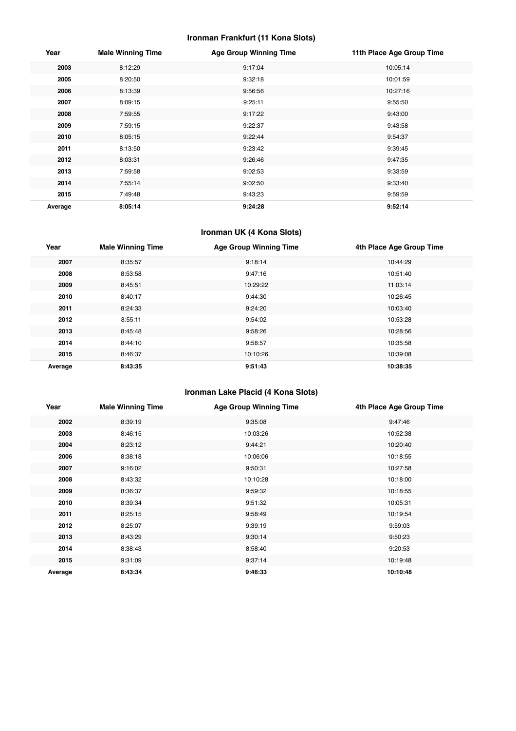### Ironman Frankfurt (11 Kona Slots)

| Year | Male Winning Time | Age Group Winning Time | 11th Place Age Group Time |
|---|---|---|---|
| **2003** | 8:12:29 | 9:17:04 | 10:05:14 |
| **2005** | 8:20:50 | 9:32:18 | 10:01:59 |
| **2006** | 8:13:39 | 9:56:56 | 10:27:16 |
| **2007** | 8:09:15 | 9:25:11 | 9:55:50 |
| **2008** | 7:59:55 | 9:17:22 | 9:43:00 |
| **2009** | 7:59:15 | 9:22:37 | 9:43:58 |
| **2010** | 8:05:15 | 9:22:44 | 9:54:37 |
| **2011** | 8:13:50 | 9:23:42 | 9:39:45 |
| **2012** | 8:03:31 | 9:26:46 | 9:47:35 |
| **2013** | 7:59:58 | 9:02:53 | 9:33:59 |
| **2014** | 7:55:14 | 9:02:50 | 9:33:40 |
| **2015** | 7:49:48 | 9:43:23 | 9:59:59 |
| **Average** | **8:05:14** | **9:24:28** | **9:52:14** |

### Ironman UK (4 Kona Slots)

| Year | Male Winning Time | Age Group Winning Time | 4th Place Age Group Time |
|---|---|---|---|
| **2007** | 8:35:57 | 9:18:14 | 10:44:29 |
| **2008** | 8:53:58 | 9:47:16 | 10:51:40 |
| **2009** | 8:45:51 | 10:29:22 | 11:03:14 |
| **2010** | 8:40:17 | 9:44:30 | 10:26:45 |
| **2011** | 8:24:33 | 9:24:20 | 10:03:40 |
| **2012** | 8:55:11 | 9:54:02 | 10:53:28 |
| **2013** | 8:45:48 | 9:58:26 | 10:28:56 |
| **2014** | 8:44:10 | 9:58:57 | 10:35:58 |
| **2015** | 8:46:37 | 10:10:26 | 10:39:08 |
| **Average** | **8:43:35** | **9:51:43** | **10:38:35** |

### Ironman Lake Placid (4 Kona Slots)

| Year | Male Winning Time | Age Group Winning Time | 4th Place Age Group Time |
|---|---|---|---|
| **2002** | 8:39:19 | 9:35:08 | 9:47:46 |
| **2003** | 8:46:15 | 10:03:26 | 10:52:38 |
| **2004** | 8:23:12 | 9:44:21 | 10:20:40 |
| **2006** | 8:38:18 | 10:06:06 | 10:18:55 |
| **2007** | 9:16:02 | 9:50:31 | 10:27:58 |
| **2008** | 8:43:32 | 10:10:28 | 10:18:00 |
| **2009** | 8:36:37 | 9:59:32 | 10:18:55 |
| **2010** | 8:39:34 | 9:51:32 | 10:05:31 |
| **2011** | 8:25:15 | 9:58:49 | 10:19:54 |
| **2012** | 8:25:07 | 9:39:19 | 9:59:03 |
| **2013** | 8:43:29 | 9:30:14 | 9:50:23 |
| **2014** | 8:38:43 | 8:58:40 | 9:20:53 |
| **2015** | 9:31:09 | 9:37:14 | 10:19:48 |
| **Average** | **8:43:34** | **9:46:33** | **10:10:48** |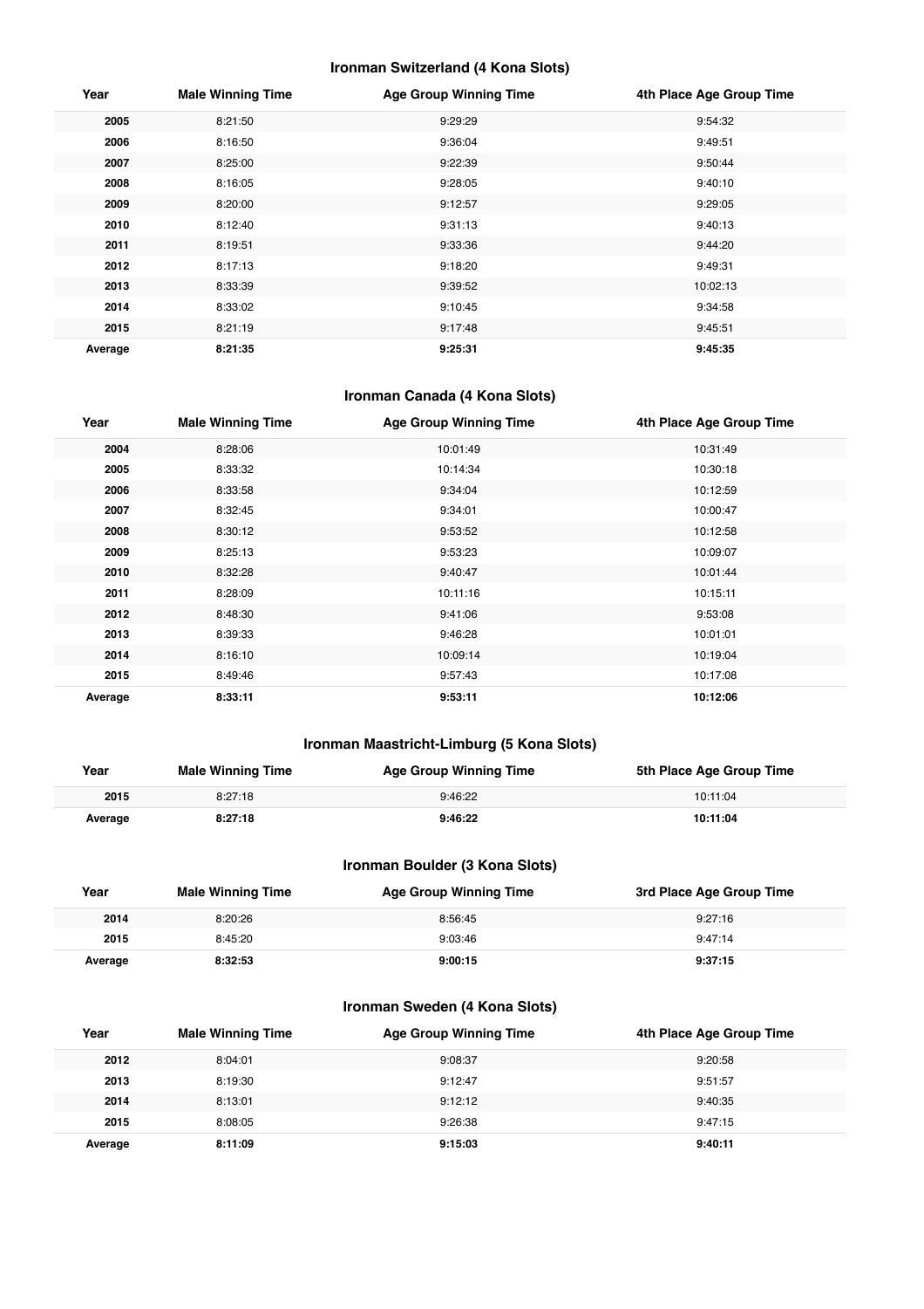### Ironman Switzerland (4 Kona Slots)

| Year | Male Winning Time | Age Group Winning Time | 4th Place Age Group Time |
| --- | --- | --- | --- |
| **2005** | 8:21:50 | 9:29:29 | 9:54:32 |
| **2006** | 8:16:50 | 9:36:04 | 9:49:51 |
| **2007** | 8:25:00 | 9:22:39 | 9:50:44 |
| **2008** | 8:16:05 | 9:28:05 | 9:40:10 |
| **2009** | 8:20:00 | 9:12:57 | 9:29:05 |
| **2010** | 8:12:40 | 9:31:13 | 9:40:13 |
| **2011** | 8:19:51 | 9:33:36 | 9:44:20 |
| **2012** | 8:17:13 | 9:18:20 | 9:49:31 |
| **2013** | 8:33:39 | 9:39:52 | 10:02:13 |
| **2014** | 8:33:02 | 9:10:45 | 9:34:58 |
| **2015** | 8:21:19 | 9:17:48 | 9:45:51 |
| **Average** | **8:21:35** | **9:25:31** | **9:45:35** |

### Ironman Canada (4 Kona Slots)

| Year | Male Winning Time | Age Group Winning Time | 4th Place Age Group Time |
| --- | --- | --- | --- |
| **2004** | 8:28:06 | 10:01:49 | 10:31:49 |
| **2005** | 8:33:32 | 10:14:34 | 10:30:18 |
| **2006** | 8:33:58 | 9:34:04 | 10:12:59 |
| **2007** | 8:32:45 | 9:34:01 | 10:00:47 |
| **2008** | 8:30:12 | 9:53:52 | 10:12:58 |
| **2009** | 8:25:13 | 9:53:23 | 10:09:07 |
| **2010** | 8:32:28 | 9:40:47 | 10:01:44 |
| **2011** | 8:28:09 | 10:11:16 | 10:15:11 |
| **2012** | 8:48:30 | 9:41:06 | 9:53:08 |
| **2013** | 8:39:33 | 9:46:28 | 10:01:01 |
| **2014** | 8:16:10 | 10:09:14 | 10:19:04 |
| **2015** | 8:49:46 | 9:57:43 | 10:17:08 |
| **Average** | **8:33:11** | **9:53:11** | **10:12:06** |

### Ironman Maastricht-Limburg (5 Kona Slots)

| Year | Male Winning Time | Age Group Winning Time | 5th Place Age Group Time |
| --- | --- | --- | --- |
| **2015** | 8:27:18 | 9:46:22 | 10:11:04 |
| **Average** | **8:27:18** | **9:46:22** | **10:11:04** |

### Ironman Boulder (3 Kona Slots)

| Year | Male Winning Time | Age Group Winning Time | 3rd Place Age Group Time |
| --- | --- | --- | --- |
| **2014** | 8:20:26 | 8:56:45 | 9:27:16 |
| **2015** | 8:45:20 | 9:03:46 | 9:47:14 |
| **Average** | **8:32:53** | **9:00:15** | **9:37:15** |

### Ironman Sweden (4 Kona Slots)

| Year | Male Winning Time | Age Group Winning Time | 4th Place Age Group Time |
| --- | --- | --- | --- |
| **2012** | 8:04:01 | 9:08:37 | 9:20:58 |
| **2013** | 8:19:30 | 9:12:47 | 9:51:57 |
| **2014** | 8:13:01 | 9:12:12 | 9:40:35 |
| **2015** | 8:08:05 | 9:26:38 | 9:47:15 |
| **Average** | **8:11:09** | **9:15:03** | **9:40:11** |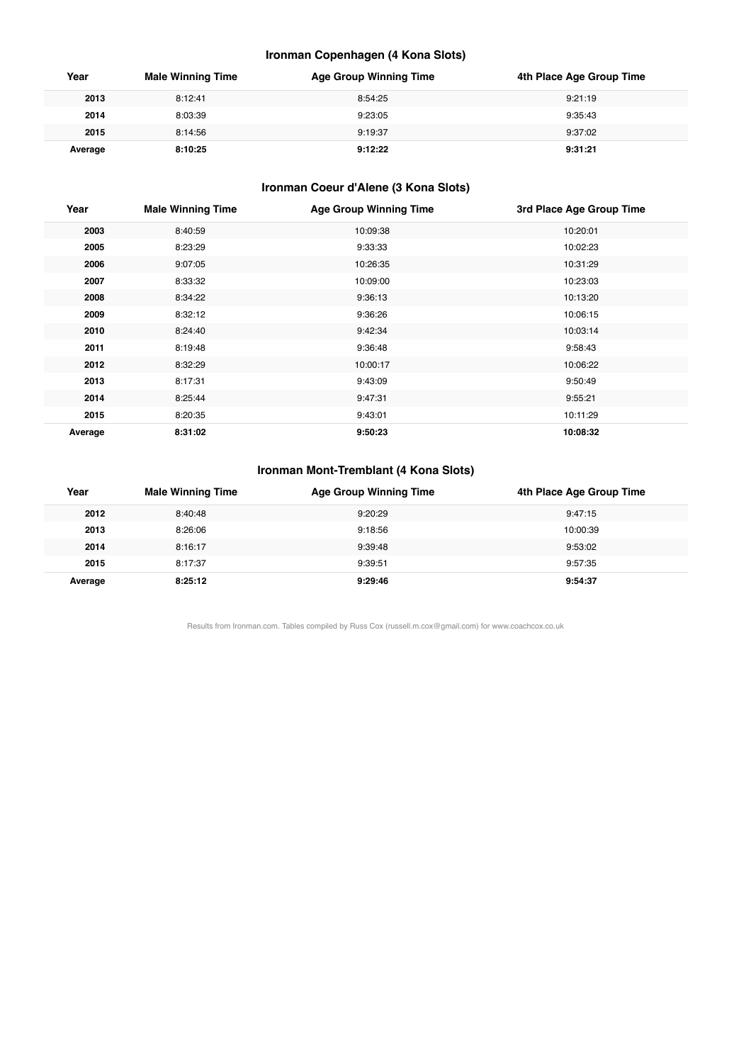### Ironman Copenhagen (4 Kona Slots)

| Year | Male Winning Time | Age Group Winning Time | 4th Place Age Group Time |
|---|---|---|---|
| **2013** | 8:12:41 | 8:54:25 | 9:21:19 |
| **2014** | 8:03:39 | 9:23:05 | 9:35:43 |
| **2015** | 8:14:56 | 9:19:37 | 9:37:02 |
| **Average** | **8:10:25** | **9:12:22** | **9:31:21** |

### Ironman Coeur d'Alene (3 Kona Slots)

| Year | Male Winning Time | Age Group Winning Time | 3rd Place Age Group Time |
|---|---|---|---|
| **2003** | 8:40:59 | 10:09:38 | 10:20:01 |
| **2005** | 8:23:29 | 9:33:33 | 10:02:23 |
| **2006** | 9:07:05 | 10:26:35 | 10:31:29 |
| **2007** | 8:33:32 | 10:09:00 | 10:23:03 |
| **2008** | 8:34:22 | 9:36:13 | 10:13:20 |
| **2009** | 8:32:12 | 9:36:26 | 10:06:15 |
| **2010** | 8:24:40 | 9:42:34 | 10:03:14 |
| **2011** | 8:19:48 | 9:36:48 | 9:58:43 |
| **2012** | 8:32:29 | 10:00:17 | 10:06:22 |
| **2013** | 8:17:31 | 9:43:09 | 9:50:49 |
| **2014** | 8:25:44 | 9:47:31 | 9:55:21 |
| **2015** | 8:20:35 | 9:43:01 | 10:11:29 |
| **Average** | **8:31:02** | **9:50:23** | **10:08:32** |

### Ironman Mont-Tremblant (4 Kona Slots)

| Year | Male Winning Time | Age Group Winning Time | 4th Place Age Group Time |
|---|---|---|---|
| **2012** | 8:40:48 | 9:20:29 | 9:47:15 |
| **2013** | 8:26:06 | 9:18:56 | 10:00:39 |
| **2014** | 8:16:17 | 9:39:48 | 9:53:02 |
| **2015** | 8:17:37 | 9:39:51 | 9:57:35 |
| **Average** | **8:25:12** | **9:29:46** | **9:54:37** |

Results from Ironman.com. Tables compiled by Russ Cox (russell.m.cox@gmail.com) for www.coachcox.co.uk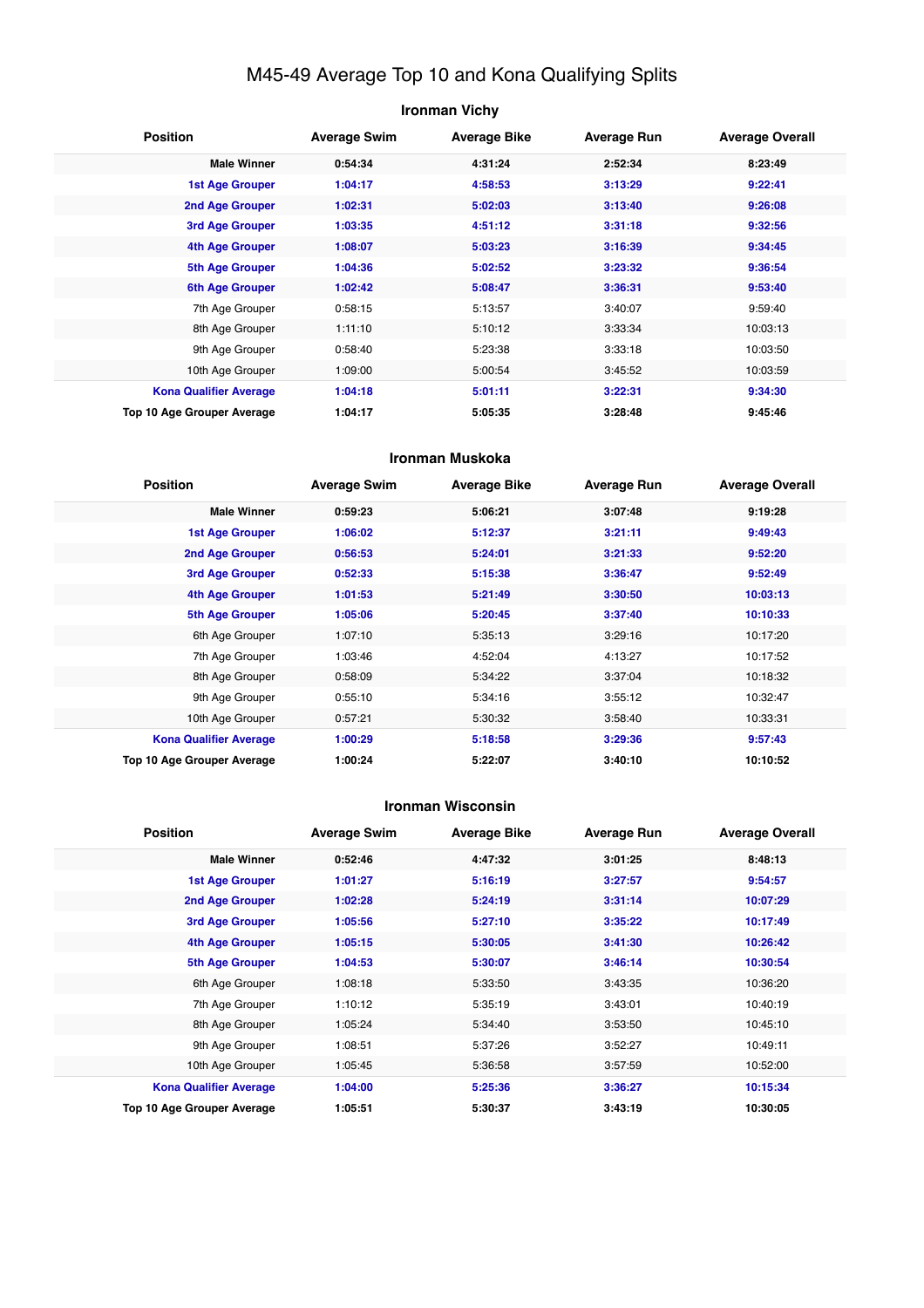# M45-49 Average Top 10 and Kona Qualifying Splits

## Ironman Vichy

| Position | Average Swim | Average Bike | Average Run | Average Overall |
|---|---|---|---|---|
| **Male Winner** | **0:54:34** | **4:31:24** | **2:52:34** | **8:23:49** |
| **1st Age Grouper** | **1:04:17** | **4:58:53** | **3:13:29** | **9:22:41** |
| **2nd Age Grouper** | **1:02:31** | **5:02:03** | **3:13:40** | **9:26:08** |
| **3rd Age Grouper** | **1:03:35** | **4:51:12** | **3:31:18** | **9:32:56** |
| **4th Age Grouper** | **1:08:07** | **5:03:23** | **3:16:39** | **9:34:45** |
| **5th Age Grouper** | **1:04:36** | **5:02:52** | **3:23:32** | **9:36:54** |
| **6th Age Grouper** | **1:02:42** | **5:08:47** | **3:36:31** | **9:53:40** |
| 7th Age Grouper | 0:58:15 | 5:13:57 | 3:40:07 | 9:59:40 |
| 8th Age Grouper | 1:11:10 | 5:10:12 | 3:33:34 | 10:03:13 |
| 9th Age Grouper | 0:58:40 | 5:23:38 | 3:33:18 | 10:03:50 |
| 10th Age Grouper | 1:09:00 | 5:00:54 | 3:45:52 | 10:03:59 |
| **Kona Qualifier Average** | **1:04:18** | **5:01:11** | **3:22:31** | **9:34:30** |
| **Top 10 Age Grouper Average** | **1:04:17** | **5:05:35** | **3:28:48** | **9:45:46** |

## Ironman Muskoka

| Position | Average Swim | Average Bike | Average Run | Average Overall |
|---|---|---|---|---|
| **Male Winner** | **0:59:23** | **5:06:21** | **3:07:48** | **9:19:28** |
| **1st Age Grouper** | **1:06:02** | **5:12:37** | **3:21:11** | **9:49:43** |
| **2nd Age Grouper** | **0:56:53** | **5:24:01** | **3:21:33** | **9:52:20** |
| **3rd Age Grouper** | **0:52:33** | **5:15:38** | **3:36:47** | **9:52:49** |
| **4th Age Grouper** | **1:01:53** | **5:21:49** | **3:30:50** | **10:03:13** |
| **5th Age Grouper** | **1:05:06** | **5:20:45** | **3:37:40** | **10:10:33** |
| 6th Age Grouper | 1:07:10 | 5:35:13 | 3:29:16 | 10:17:20 |
| 7th Age Grouper | 1:03:46 | 4:52:04 | 4:13:27 | 10:17:52 |
| 8th Age Grouper | 0:58:09 | 5:34:22 | 3:37:04 | 10:18:32 |
| 9th Age Grouper | 0:55:10 | 5:34:16 | 3:55:12 | 10:32:47 |
| 10th Age Grouper | 0:57:21 | 5:30:32 | 3:58:40 | 10:33:31 |
| **Kona Qualifier Average** | **1:00:29** | **5:18:58** | **3:29:36** | **9:57:43** |
| **Top 10 Age Grouper Average** | **1:00:24** | **5:22:07** | **3:40:10** | **10:10:52** |

## Ironman Wisconsin

| Position | Average Swim | Average Bike | Average Run | Average Overall |
|---|---|---|---|---|
| **Male Winner** | **0:52:46** | **4:47:32** | **3:01:25** | **8:48:13** |
| **1st Age Grouper** | **1:01:27** | **5:16:19** | **3:27:57** | **9:54:57** |
| **2nd Age Grouper** | **1:02:28** | **5:24:19** | **3:31:14** | **10:07:29** |
| **3rd Age Grouper** | **1:05:56** | **5:27:10** | **3:35:22** | **10:17:49** |
| **4th Age Grouper** | **1:05:15** | **5:30:05** | **3:41:30** | **10:26:42** |
| **5th Age Grouper** | **1:04:53** | **5:30:07** | **3:46:14** | **10:30:54** |
| 6th Age Grouper | 1:08:18 | 5:33:50 | 3:43:35 | 10:36:20 |
| 7th Age Grouper | 1:10:12 | 5:35:19 | 3:43:01 | 10:40:19 |
| 8th Age Grouper | 1:05:24 | 5:34:40 | 3:53:50 | 10:45:10 |
| 9th Age Grouper | 1:08:51 | 5:37:26 | 3:52:27 | 10:49:11 |
| 10th Age Grouper | 1:05:45 | 5:36:58 | 3:57:59 | 10:52:00 |
| **Kona Qualifier Average** | **1:04:00** | **5:25:36** | **3:36:27** | **10:15:34** |
| **Top 10 Age Grouper Average** | **1:05:51** | **5:30:37** | **3:43:19** | **10:30:05** |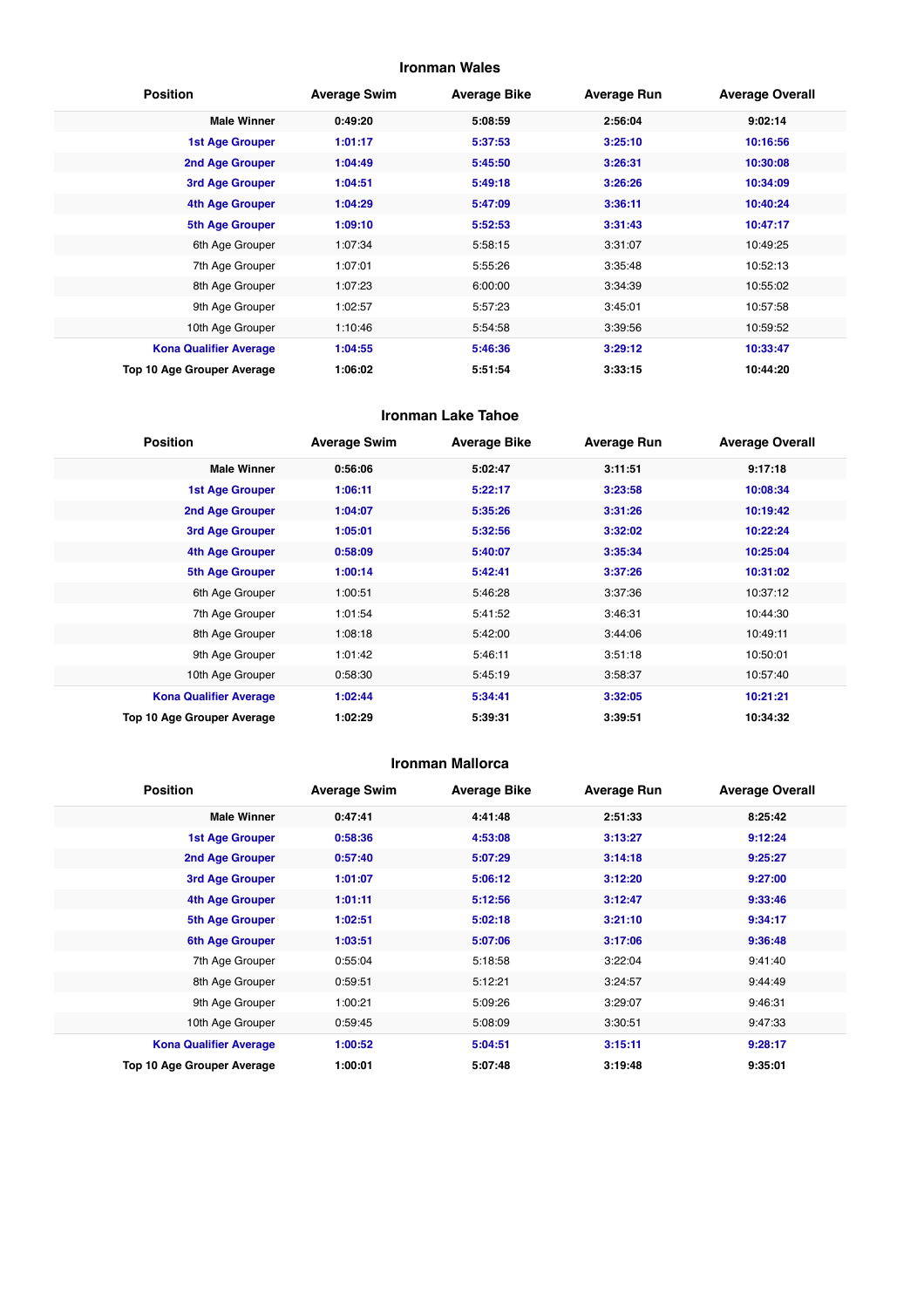## Ironman Wales

| Position | Average Swim | Average Bike | Average Run | Average Overall |
|---|---|---|---|---|
| **Male Winner** | **0:49:20** | **5:08:59** | **2:56:04** | **9:02:14** |
| **1st Age Grouper** | **1:01:17** | **5:37:53** | **3:25:10** | **10:16:56** |
| **2nd Age Grouper** | **1:04:49** | **5:45:50** | **3:26:31** | **10:30:08** |
| **3rd Age Grouper** | **1:04:51** | **5:49:18** | **3:26:26** | **10:34:09** |
| **4th Age Grouper** | **1:04:29** | **5:47:09** | **3:36:11** | **10:40:24** |
| **5th Age Grouper** | **1:09:10** | **5:52:53** | **3:31:43** | **10:47:17** |
| 6th Age Grouper | 1:07:34 | 5:58:15 | 3:31:07 | 10:49:25 |
| 7th Age Grouper | 1:07:01 | 5:55:26 | 3:35:48 | 10:52:13 |
| 8th Age Grouper | 1:07:23 | 6:00:00 | 3:34:39 | 10:55:02 |
| 9th Age Grouper | 1:02:57 | 5:57:23 | 3:45:01 | 10:57:58 |
| 10th Age Grouper | 1:10:46 | 5:54:58 | 3:39:56 | 10:59:52 |
| **Kona Qualifier Average** | **1:04:55** | **5:46:36** | **3:29:12** | **10:33:47** |
| **Top 10 Age Grouper Average** | **1:06:02** | **5:51:54** | **3:33:15** | **10:44:20** |

## Ironman Lake Tahoe

| Position | Average Swim | Average Bike | Average Run | Average Overall |
|---|---|---|---|---|
| **Male Winner** | **0:56:06** | **5:02:47** | **3:11:51** | **9:17:18** |
| **1st Age Grouper** | **1:06:11** | **5:22:17** | **3:23:58** | **10:08:34** |
| **2nd Age Grouper** | **1:04:07** | **5:35:26** | **3:31:26** | **10:19:42** |
| **3rd Age Grouper** | **1:05:01** | **5:32:56** | **3:32:02** | **10:22:24** |
| **4th Age Grouper** | **0:58:09** | **5:40:07** | **3:35:34** | **10:25:04** |
| **5th Age Grouper** | **1:00:14** | **5:42:41** | **3:37:26** | **10:31:02** |
| 6th Age Grouper | 1:00:51 | 5:46:28 | 3:37:36 | 10:37:12 |
| 7th Age Grouper | 1:01:54 | 5:41:52 | 3:46:31 | 10:44:30 |
| 8th Age Grouper | 1:08:18 | 5:42:00 | 3:44:06 | 10:49:11 |
| 9th Age Grouper | 1:01:42 | 5:46:11 | 3:51:18 | 10:50:01 |
| 10th Age Grouper | 0:58:30 | 5:45:19 | 3:58:37 | 10:57:40 |
| **Kona Qualifier Average** | **1:02:44** | **5:34:41** | **3:32:05** | **10:21:21** |
| **Top 10 Age Grouper Average** | **1:02:29** | **5:39:31** | **3:39:51** | **10:34:32** |

## Ironman Mallorca

| Position | Average Swim | Average Bike | Average Run | Average Overall |
|---|---|---|---|---|
| **Male Winner** | **0:47:41** | **4:41:48** | **2:51:33** | **8:25:42** |
| **1st Age Grouper** | **0:58:36** | **4:53:08** | **3:13:27** | **9:12:24** |
| **2nd Age Grouper** | **0:57:40** | **5:07:29** | **3:14:18** | **9:25:27** |
| **3rd Age Grouper** | **1:01:07** | **5:06:12** | **3:12:20** | **9:27:00** |
| **4th Age Grouper** | **1:01:11** | **5:12:56** | **3:12:47** | **9:33:46** |
| **5th Age Grouper** | **1:02:51** | **5:02:18** | **3:21:10** | **9:34:17** |
| **6th Age Grouper** | **1:03:51** | **5:07:06** | **3:17:06** | **9:36:48** |
| 7th Age Grouper | 0:55:04 | 5:18:58 | 3:22:04 | 9:41:40 |
| 8th Age Grouper | 0:59:51 | 5:12:21 | 3:24:57 | 9:44:49 |
| 9th Age Grouper | 1:00:21 | 5:09:26 | 3:29:07 | 9:46:31 |
| 10th Age Grouper | 0:59:45 | 5:08:09 | 3:30:51 | 9:47:33 |
| **Kona Qualifier Average** | **1:00:52** | **5:04:51** | **3:15:11** | **9:28:17** |
| **Top 10 Age Grouper Average** | **1:00:01** | **5:07:48** | **3:19:48** | **9:35:01** |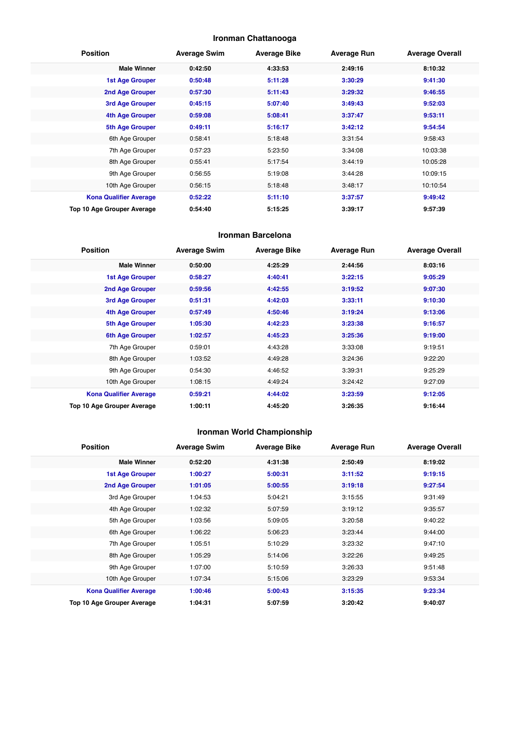## Ironman Chattanooga

| Position | Average Swim | Average Bike | Average Run | Average Overall |
|---|---|---|---|---|
| **Male Winner** | **0:42:50** | **4:33:53** | **2:49:16** | **8:10:32** |
| **1st Age Grouper** | **0:50:48** | **5:11:28** | **3:30:29** | **9:41:30** |
| **2nd Age Grouper** | **0:57:30** | **5:11:43** | **3:29:32** | **9:46:55** |
| **3rd Age Grouper** | **0:45:15** | **5:07:40** | **3:49:43** | **9:52:03** |
| **4th Age Grouper** | **0:59:08** | **5:08:41** | **3:37:47** | **9:53:11** |
| **5th Age Grouper** | **0:49:11** | **5:16:17** | **3:42:12** | **9:54:54** |
| 6th Age Grouper | 0:58:41 | 5:18:48 | 3:31:54 | 9:58:43 |
| 7th Age Grouper | 0:57:23 | 5:23:50 | 3:34:08 | 10:03:38 |
| 8th Age Grouper | 0:55:41 | 5:17:54 | 3:44:19 | 10:05:28 |
| 9th Age Grouper | 0:56:55 | 5:19:08 | 3:44:28 | 10:09:15 |
| 10th Age Grouper | 0:56:15 | 5:18:48 | 3:48:17 | 10:10:54 |
| **Kona Qualifier Average** | **0:52:22** | **5:11:10** | **3:37:57** | **9:49:42** |
| **Top 10 Age Grouper Average** | **0:54:40** | **5:15:25** | **3:39:17** | **9:57:39** |

## Ironman Barcelona

| Position | Average Swim | Average Bike | Average Run | Average Overall |
|---|---|---|---|---|
| **Male Winner** | **0:50:00** | **4:25:29** | **2:44:56** | **8:03:16** |
| **1st Age Grouper** | **0:58:27** | **4:40:41** | **3:22:15** | **9:05:29** |
| **2nd Age Grouper** | **0:59:56** | **4:42:55** | **3:19:52** | **9:07:30** |
| **3rd Age Grouper** | **0:51:31** | **4:42:03** | **3:33:11** | **9:10:30** |
| **4th Age Grouper** | **0:57:49** | **4:50:46** | **3:19:24** | **9:13:06** |
| **5th Age Grouper** | **1:05:30** | **4:42:23** | **3:23:38** | **9:16:57** |
| **6th Age Grouper** | **1:02:57** | **4:45:23** | **3:25:36** | **9:19:00** |
| 7th Age Grouper | 0:59:01 | 4:43:28 | 3:33:08 | 9:19:51 |
| 8th Age Grouper | 1:03:52 | 4:49:28 | 3:24:36 | 9:22:20 |
| 9th Age Grouper | 0:54:30 | 4:46:52 | 3:39:31 | 9:25:29 |
| 10th Age Grouper | 1:08:15 | 4:49:24 | 3:24:42 | 9:27:09 |
| **Kona Qualifier Average** | **0:59:21** | **4:44:02** | **3:23:59** | **9:12:05** |
| **Top 10 Age Grouper Average** | **1:00:11** | **4:45:20** | **3:26:35** | **9:16:44** |

## Ironman World Championship

| Position | Average Swim | Average Bike | Average Run | Average Overall |
|---|---|---|---|---|
| **Male Winner** | **0:52:20** | **4:31:38** | **2:50:49** | **8:19:02** |
| **1st Age Grouper** | **1:00:27** | **5:00:31** | **3:11:52** | **9:19:15** |
| **2nd Age Grouper** | **1:01:05** | **5:00:55** | **3:19:18** | **9:27:54** |
| 3rd Age Grouper | 1:04:53 | 5:04:21 | 3:15:55 | 9:31:49 |
| 4th Age Grouper | 1:02:32 | 5:07:59 | 3:19:12 | 9:35:57 |
| 5th Age Grouper | 1:03:56 | 5:09:05 | 3:20:58 | 9:40:22 |
| 6th Age Grouper | 1:06:22 | 5:06:23 | 3:23:44 | 9:44:00 |
| 7th Age Grouper | 1:05:51 | 5:10:29 | 3:23:32 | 9:47:10 |
| 8th Age Grouper | 1:05:29 | 5:14:06 | 3:22:26 | 9:49:25 |
| 9th Age Grouper | 1:07:00 | 5:10:59 | 3:26:33 | 9:51:48 |
| 10th Age Grouper | 1:07:34 | 5:15:06 | 3:23:29 | 9:53:34 |
| **Kona Qualifier Average** | **1:00:46** | **5:00:43** | **3:15:35** | **9:23:34** |
| **Top 10 Age Grouper Average** | **1:04:31** | **5:07:59** | **3:20:42** | **9:40:07** |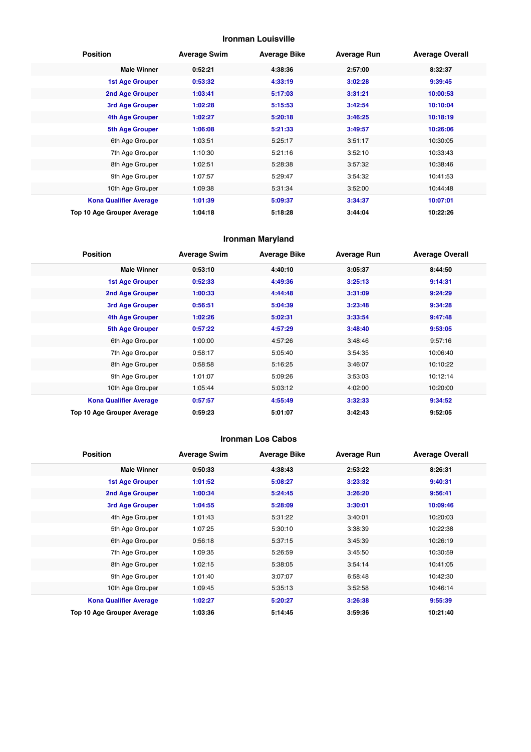## Ironman Louisville

| Position | Average Swim | Average Bike | Average Run | Average Overall |
|---|---|---|---|---|
| **Male Winner** | **0:52:21** | **4:38:36** | **2:57:00** | **8:32:37** |
| **1st Age Grouper** | **0:53:32** | **4:33:19** | **3:02:28** | **9:39:45** |
| **2nd Age Grouper** | **1:03:41** | **5:17:03** | **3:31:21** | **10:00:53** |
| **3rd Age Grouper** | **1:02:28** | **5:15:53** | **3:42:54** | **10:10:04** |
| **4th Age Grouper** | **1:02:27** | **5:20:18** | **3:46:25** | **10:18:19** |
| **5th Age Grouper** | **1:06:08** | **5:21:33** | **3:49:57** | **10:26:06** |
| 6th Age Grouper | 1:03:51 | 5:25:17 | 3:51:17 | 10:30:05 |
| 7th Age Grouper | 1:10:30 | 5:21:16 | 3:52:10 | 10:33:43 |
| 8th Age Grouper | 1:02:51 | 5:28:38 | 3:57:32 | 10:38:46 |
| 9th Age Grouper | 1:07:57 | 5:29:47 | 3:54:32 | 10:41:53 |
| 10th Age Grouper | 1:09:38 | 5:31:34 | 3:52:00 | 10:44:48 |
| **Kona Qualifier Average** | **1:01:39** | **5:09:37** | **3:34:37** | **10:07:01** |
| **Top 10 Age Grouper Average** | **1:04:18** | **5:18:28** | **3:44:04** | **10:22:26** |

## Ironman Maryland

| Position | Average Swim | Average Bike | Average Run | Average Overall |
|---|---|---|---|---|
| **Male Winner** | **0:53:10** | **4:40:10** | **3:05:37** | **8:44:50** |
| **1st Age Grouper** | **0:52:33** | **4:49:36** | **3:25:13** | **9:14:31** |
| **2nd Age Grouper** | **1:00:33** | **4:44:48** | **3:31:09** | **9:24:29** |
| **3rd Age Grouper** | **0:56:51** | **5:04:39** | **3:23:48** | **9:34:28** |
| **4th Age Grouper** | **1:02:26** | **5:02:31** | **3:33:54** | **9:47:48** |
| **5th Age Grouper** | **0:57:22** | **4:57:29** | **3:48:40** | **9:53:05** |
| 6th Age Grouper | 1:00:00 | 4:57:26 | 3:48:46 | 9:57:16 |
| 7th Age Grouper | 0:58:17 | 5:05:40 | 3:54:35 | 10:06:40 |
| 8th Age Grouper | 0:58:58 | 5:16:25 | 3:46:07 | 10:10:22 |
| 9th Age Grouper | 1:01:07 | 5:09:26 | 3:53:03 | 10:12:14 |
| 10th Age Grouper | 1:05:44 | 5:03:12 | 4:02:00 | 10:20:00 |
| **Kona Qualifier Average** | **0:57:57** | **4:55:49** | **3:32:33** | **9:34:52** |
| **Top 10 Age Grouper Average** | **0:59:23** | **5:01:07** | **3:42:43** | **9:52:05** |

## Ironman Los Cabos

| Position | Average Swim | Average Bike | Average Run | Average Overall |
|---|---|---|---|---|
| **Male Winner** | **0:50:33** | **4:38:43** | **2:53:22** | **8:26:31** |
| **1st Age Grouper** | **1:01:52** | **5:08:27** | **3:23:32** | **9:40:31** |
| **2nd Age Grouper** | **1:00:34** | **5:24:45** | **3:26:20** | **9:56:41** |
| **3rd Age Grouper** | **1:04:55** | **5:28:09** | **3:30:01** | **10:09:46** |
| 4th Age Grouper | 1:01:43 | 5:31:22 | 3:40:01 | 10:20:03 |
| 5th Age Grouper | 1:07:25 | 5:30:10 | 3:38:39 | 10:22:38 |
| 6th Age Grouper | 0:56:18 | 5:37:15 | 3:45:39 | 10:26:19 |
| 7th Age Grouper | 1:09:35 | 5:26:59 | 3:45:50 | 10:30:59 |
| 8th Age Grouper | 1:02:15 | 5:38:05 | 3:54:14 | 10:41:05 |
| 9th Age Grouper | 1:01:40 | 3:07:07 | 6:58:48 | 10:42:30 |
| 10th Age Grouper | 1:09:45 | 5:35:13 | 3:52:58 | 10:46:14 |
| **Kona Qualifier Average** | **1:02:27** | **5:20:27** | **3:26:38** | **9:55:39** |
| **Top 10 Age Grouper Average** | **1:03:36** | **5:14:45** | **3:59:36** | **10:21:40** |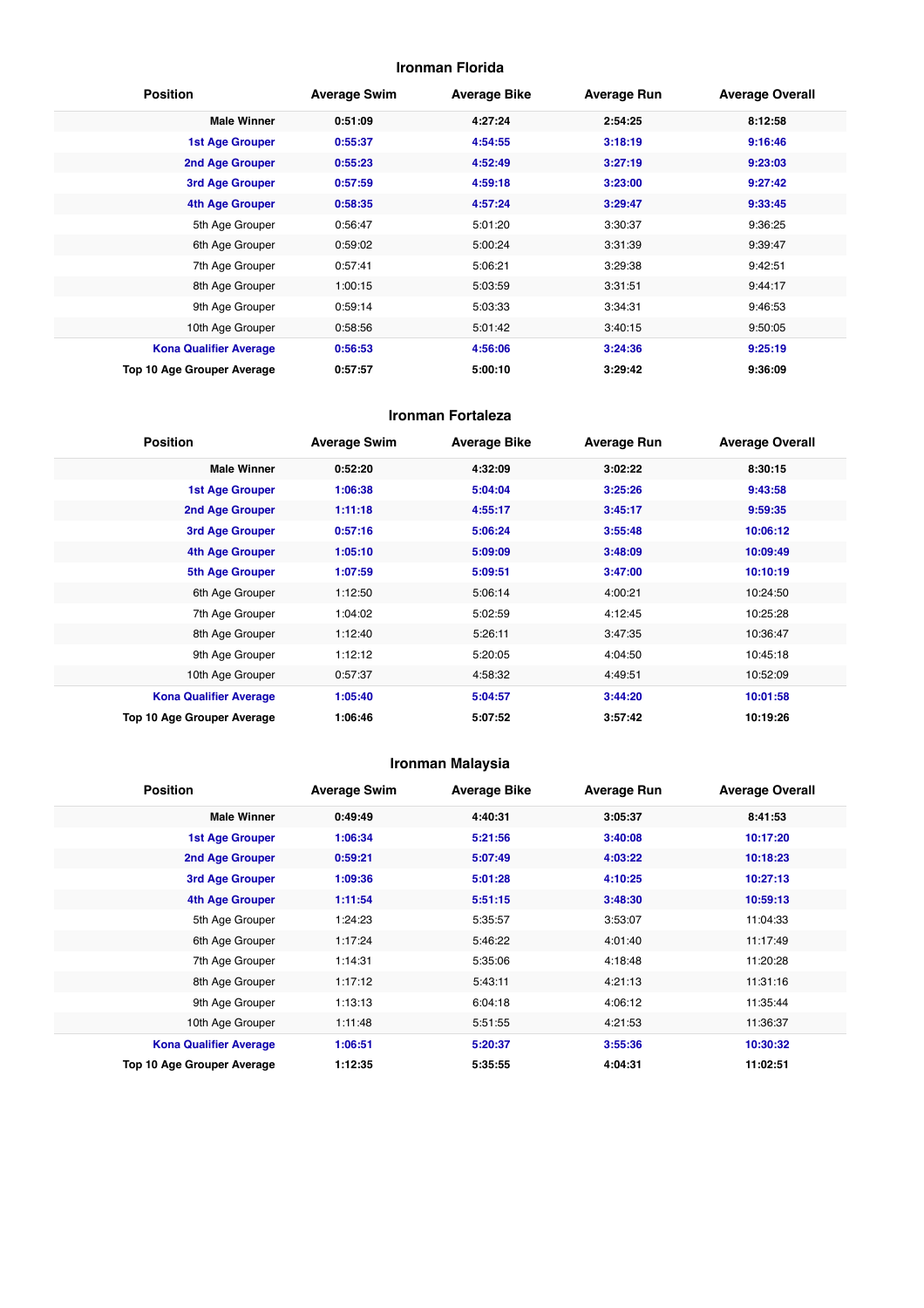## Ironman Florida

| Position | Average Swim | Average Bike | Average Run | Average Overall |
|---|---|---|---|---|
| **Male Winner** | **0:51:09** | **4:27:24** | **2:54:25** | **8:12:58** |
| **1st Age Grouper** | **0:55:37** | **4:54:55** | **3:18:19** | **9:16:46** |
| **2nd Age Grouper** | **0:55:23** | **4:52:49** | **3:27:19** | **9:23:03** |
| **3rd Age Grouper** | **0:57:59** | **4:59:18** | **3:23:00** | **9:27:42** |
| **4th Age Grouper** | **0:58:35** | **4:57:24** | **3:29:47** | **9:33:45** |
| 5th Age Grouper | 0:56:47 | 5:01:20 | 3:30:37 | 9:36:25 |
| 6th Age Grouper | 0:59:02 | 5:00:24 | 3:31:39 | 9:39:47 |
| 7th Age Grouper | 0:57:41 | 5:06:21 | 3:29:38 | 9:42:51 |
| 8th Age Grouper | 1:00:15 | 5:03:59 | 3:31:51 | 9:44:17 |
| 9th Age Grouper | 0:59:14 | 5:03:33 | 3:34:31 | 9:46:53 |
| 10th Age Grouper | 0:58:56 | 5:01:42 | 3:40:15 | 9:50:05 |
| **Kona Qualifier Average** | **0:56:53** | **4:56:06** | **3:24:36** | **9:25:19** |
| **Top 10 Age Grouper Average** | **0:57:57** | **5:00:10** | **3:29:42** | **9:36:09** |

## Ironman Fortaleza

| Position | Average Swim | Average Bike | Average Run | Average Overall |
|---|---|---|---|---|
| **Male Winner** | **0:52:20** | **4:32:09** | **3:02:22** | **8:30:15** |
| **1st Age Grouper** | **1:06:38** | **5:04:04** | **3:25:26** | **9:43:58** |
| **2nd Age Grouper** | **1:11:18** | **4:55:17** | **3:45:17** | **9:59:35** |
| **3rd Age Grouper** | **0:57:16** | **5:06:24** | **3:55:48** | **10:06:12** |
| **4th Age Grouper** | **1:05:10** | **5:09:09** | **3:48:09** | **10:09:49** |
| **5th Age Grouper** | **1:07:59** | **5:09:51** | **3:47:00** | **10:10:19** |
| 6th Age Grouper | 1:12:50 | 5:06:14 | 4:00:21 | 10:24:50 |
| 7th Age Grouper | 1:04:02 | 5:02:59 | 4:12:45 | 10:25:28 |
| 8th Age Grouper | 1:12:40 | 5:26:11 | 3:47:35 | 10:36:47 |
| 9th Age Grouper | 1:12:12 | 5:20:05 | 4:04:50 | 10:45:18 |
| 10th Age Grouper | 0:57:37 | 4:58:32 | 4:49:51 | 10:52:09 |
| **Kona Qualifier Average** | **1:05:40** | **5:04:57** | **3:44:20** | **10:01:58** |
| **Top 10 Age Grouper Average** | **1:06:46** | **5:07:52** | **3:57:42** | **10:19:26** |

## Ironman Malaysia

| Position | Average Swim | Average Bike | Average Run | Average Overall |
|---|---|---|---|---|
| **Male Winner** | **0:49:49** | **4:40:31** | **3:05:37** | **8:41:53** |
| **1st Age Grouper** | **1:06:34** | **5:21:56** | **3:40:08** | **10:17:20** |
| **2nd Age Grouper** | **0:59:21** | **5:07:49** | **4:03:22** | **10:18:23** |
| **3rd Age Grouper** | **1:09:36** | **5:01:28** | **4:10:25** | **10:27:13** |
| **4th Age Grouper** | **1:11:54** | **5:51:15** | **3:48:30** | **10:59:13** |
| 5th Age Grouper | 1:24:23 | 5:35:57 | 3:53:07 | 11:04:33 |
| 6th Age Grouper | 1:17:24 | 5:46:22 | 4:01:40 | 11:17:49 |
| 7th Age Grouper | 1:14:31 | 5:35:06 | 4:18:48 | 11:20:28 |
| 8th Age Grouper | 1:17:12 | 5:43:11 | 4:21:13 | 11:31:16 |
| 9th Age Grouper | 1:13:13 | 6:04:18 | 4:06:12 | 11:35:44 |
| 10th Age Grouper | 1:11:48 | 5:51:55 | 4:21:53 | 11:36:37 |
| **Kona Qualifier Average** | **1:06:51** | **5:20:37** | **3:55:36** | **10:30:32** |
| **Top 10 Age Grouper Average** | **1:12:35** | **5:35:55** | **4:04:31** | **11:02:51** |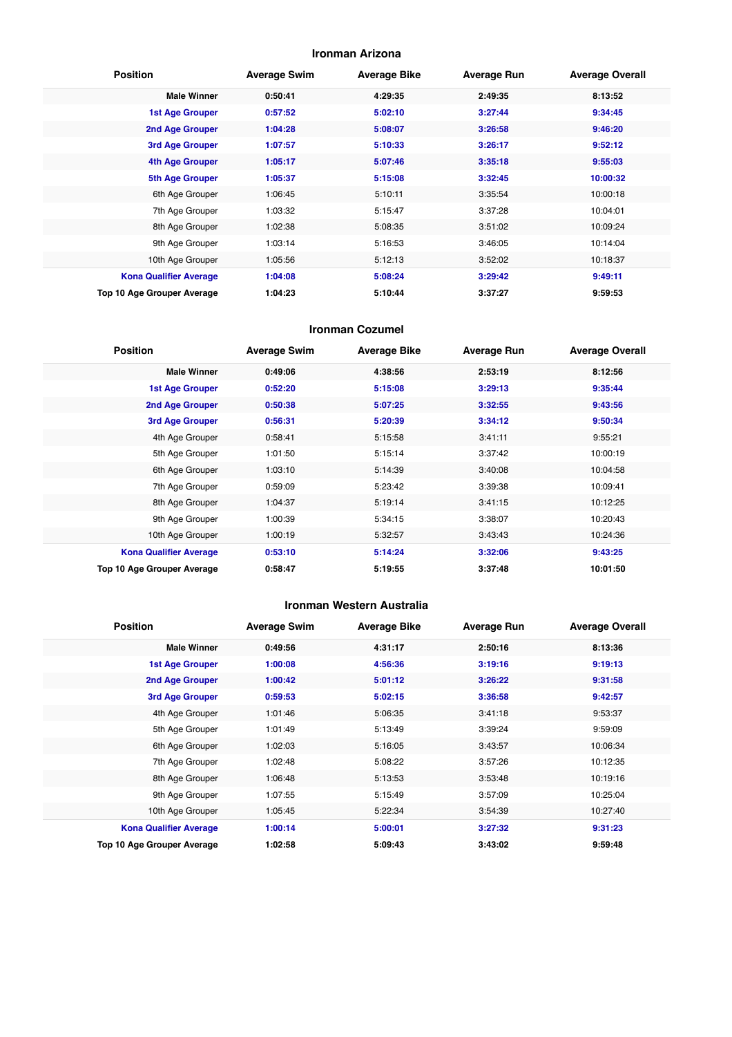### Ironman Arizona

| Position | Average Swim | Average Bike | Average Run | Average Overall |
|---|---|---|---|---|
| **Male Winner** | **0:50:41** | **4:29:35** | **2:49:35** | **8:13:52** |
| **1st Age Grouper** | **0:57:52** | **5:02:10** | **3:27:44** | **9:34:45** |
| **2nd Age Grouper** | **1:04:28** | **5:08:07** | **3:26:58** | **9:46:20** |
| **3rd Age Grouper** | **1:07:57** | **5:10:33** | **3:26:17** | **9:52:12** |
| **4th Age Grouper** | **1:05:17** | **5:07:46** | **3:35:18** | **9:55:03** |
| **5th Age Grouper** | **1:05:37** | **5:15:08** | **3:32:45** | **10:00:32** |
| 6th Age Grouper | 1:06:45 | 5:10:11 | 3:35:54 | 10:00:18 |
| 7th Age Grouper | 1:03:32 | 5:15:47 | 3:37:28 | 10:04:01 |
| 8th Age Grouper | 1:02:38 | 5:08:35 | 3:51:02 | 10:09:24 |
| 9th Age Grouper | 1:03:14 | 5:16:53 | 3:46:05 | 10:14:04 |
| 10th Age Grouper | 1:05:56 | 5:12:13 | 3:52:02 | 10:18:37 |
| **Kona Qualifier Average** | **1:04:08** | **5:08:24** | **3:29:42** | **9:49:11** |
| **Top 10 Age Grouper Average** | **1:04:23** | **5:10:44** | **3:37:27** | **9:59:53** |

### Ironman Cozumel

| Position | Average Swim | Average Bike | Average Run | Average Overall |
|---|---|---|---|---|
| **Male Winner** | **0:49:06** | **4:38:56** | **2:53:19** | **8:12:56** |
| **1st Age Grouper** | **0:52:20** | **5:15:08** | **3:29:13** | **9:35:44** |
| **2nd Age Grouper** | **0:50:38** | **5:07:25** | **3:32:55** | **9:43:56** |
| **3rd Age Grouper** | **0:56:31** | **5:20:39** | **3:34:12** | **9:50:34** |
| 4th Age Grouper | 0:58:41 | 5:15:58 | 3:41:11 | 9:55:21 |
| 5th Age Grouper | 1:01:50 | 5:15:14 | 3:37:42 | 10:00:19 |
| 6th Age Grouper | 1:03:10 | 5:14:39 | 3:40:08 | 10:04:58 |
| 7th Age Grouper | 0:59:09 | 5:23:42 | 3:39:38 | 10:09:41 |
| 8th Age Grouper | 1:04:37 | 5:19:14 | 3:41:15 | 10:12:25 |
| 9th Age Grouper | 1:00:39 | 5:34:15 | 3:38:07 | 10:20:43 |
| 10th Age Grouper | 1:00:19 | 5:32:57 | 3:43:43 | 10:24:36 |
| **Kona Qualifier Average** | **0:53:10** | **5:14:24** | **3:32:06** | **9:43:25** |
| **Top 10 Age Grouper Average** | **0:58:47** | **5:19:55** | **3:37:48** | **10:01:50** |

### Ironman Western Australia

| Position | Average Swim | Average Bike | Average Run | Average Overall |
|---|---|---|---|---|
| **Male Winner** | **0:49:56** | **4:31:17** | **2:50:16** | **8:13:36** |
| **1st Age Grouper** | **1:00:08** | **4:56:36** | **3:19:16** | **9:19:13** |
| **2nd Age Grouper** | **1:00:42** | **5:01:12** | **3:26:22** | **9:31:58** |
| **3rd Age Grouper** | **0:59:53** | **5:02:15** | **3:36:58** | **9:42:57** |
| 4th Age Grouper | 1:01:46 | 5:06:35 | 3:41:18 | 9:53:37 |
| 5th Age Grouper | 1:01:49 | 5:13:49 | 3:39:24 | 9:59:09 |
| 6th Age Grouper | 1:02:03 | 5:16:05 | 3:43:57 | 10:06:34 |
| 7th Age Grouper | 1:02:48 | 5:08:22 | 3:57:26 | 10:12:35 |
| 8th Age Grouper | 1:06:48 | 5:13:53 | 3:53:48 | 10:19:16 |
| 9th Age Grouper | 1:07:55 | 5:15:49 | 3:57:09 | 10:25:04 |
| 10th Age Grouper | 1:05:45 | 5:22:34 | 3:54:39 | 10:27:40 |
| **Kona Qualifier Average** | **1:00:14** | **5:00:01** | **3:27:32** | **9:31:23** |
| **Top 10 Age Grouper Average** | **1:02:58** | **5:09:43** | **3:43:02** | **9:59:48** |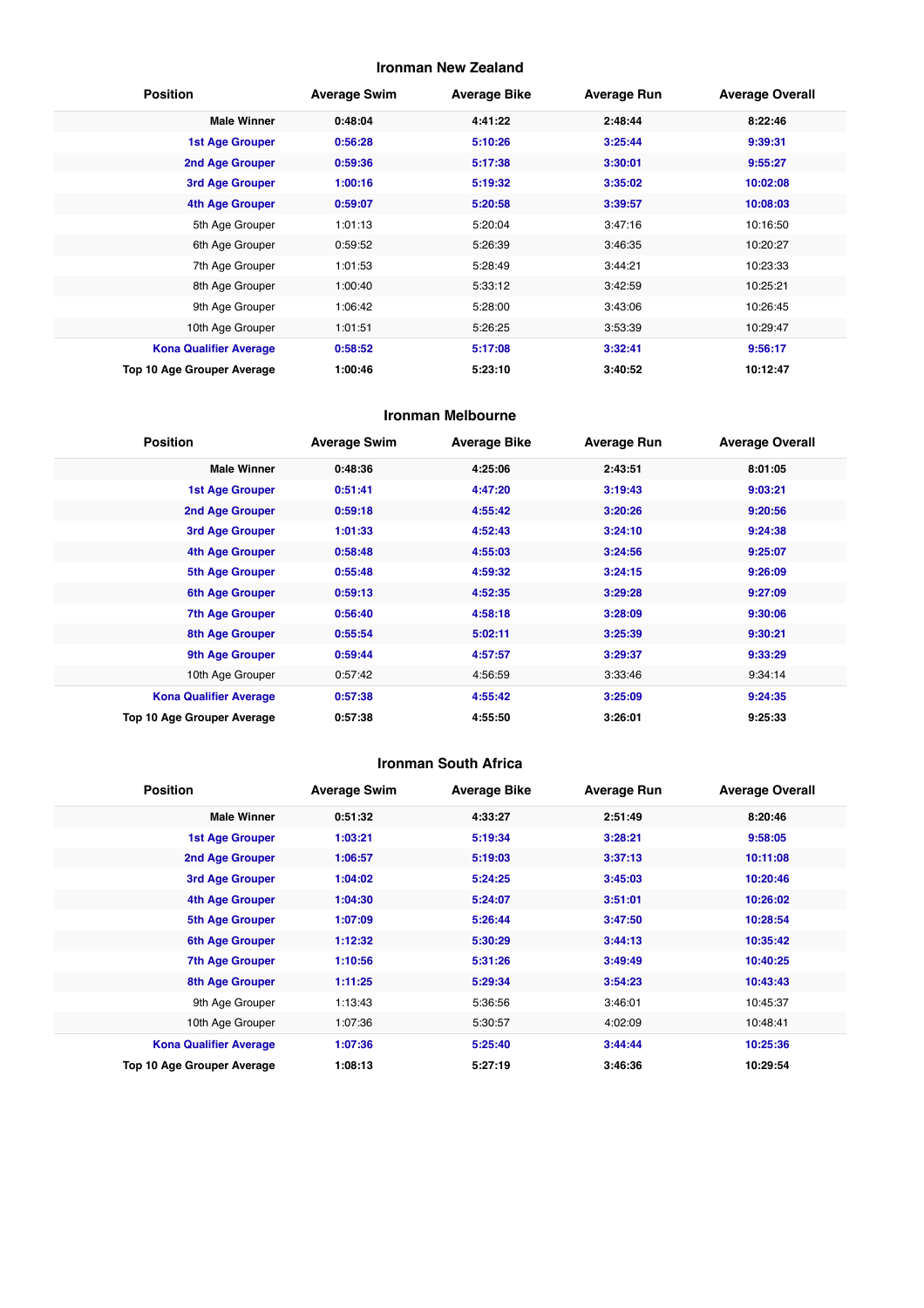## Ironman New Zealand

| Position | Average Swim | Average Bike | Average Run | Average Overall |
|---|---|---|---|---|
| **Male Winner** | **0:48:04** | **4:41:22** | **2:48:44** | **8:22:46** |
| **1st Age Grouper** | **0:56:28** | **5:10:26** | **3:25:44** | **9:39:31** |
| **2nd Age Grouper** | **0:59:36** | **5:17:38** | **3:30:01** | **9:55:27** |
| **3rd Age Grouper** | **1:00:16** | **5:19:32** | **3:35:02** | **10:02:08** |
| **4th Age Grouper** | **0:59:07** | **5:20:58** | **3:39:57** | **10:08:03** |
| 5th Age Grouper | 1:01:13 | 5:20:04 | 3:47:16 | 10:16:50 |
| 6th Age Grouper | 0:59:52 | 5:26:39 | 3:46:35 | 10:20:27 |
| 7th Age Grouper | 1:01:53 | 5:28:49 | 3:44:21 | 10:23:33 |
| 8th Age Grouper | 1:00:40 | 5:33:12 | 3:42:59 | 10:25:21 |
| 9th Age Grouper | 1:06:42 | 5:28:00 | 3:43:06 | 10:26:45 |
| 10th Age Grouper | 1:01:51 | 5:26:25 | 3:53:39 | 10:29:47 |
| **Kona Qualifier Average** | **0:58:52** | **5:17:08** | **3:32:41** | **9:56:17** |
| **Top 10 Age Grouper Average** | **1:00:46** | **5:23:10** | **3:40:52** | **10:12:47** |

## Ironman Melbourne

| Position | Average Swim | Average Bike | Average Run | Average Overall |
|---|---|---|---|---|
| **Male Winner** | **0:48:36** | **4:25:06** | **2:43:51** | **8:01:05** |
| **1st Age Grouper** | **0:51:41** | **4:47:20** | **3:19:43** | **9:03:21** |
| **2nd Age Grouper** | **0:59:18** | **4:55:42** | **3:20:26** | **9:20:56** |
| **3rd Age Grouper** | **1:01:33** | **4:52:43** | **3:24:10** | **9:24:38** |
| **4th Age Grouper** | **0:58:48** | **4:55:03** | **3:24:56** | **9:25:07** |
| **5th Age Grouper** | **0:55:48** | **4:59:32** | **3:24:15** | **9:26:09** |
| **6th Age Grouper** | **0:59:13** | **4:52:35** | **3:29:28** | **9:27:09** |
| **7th Age Grouper** | **0:56:40** | **4:58:18** | **3:28:09** | **9:30:06** |
| **8th Age Grouper** | **0:55:54** | **5:02:11** | **3:25:39** | **9:30:21** |
| **9th Age Grouper** | **0:59:44** | **4:57:57** | **3:29:37** | **9:33:29** |
| 10th Age Grouper | 0:57:42 | 4:56:59 | 3:33:46 | 9:34:14 |
| **Kona Qualifier Average** | **0:57:38** | **4:55:42** | **3:25:09** | **9:24:35** |
| **Top 10 Age Grouper Average** | **0:57:38** | **4:55:50** | **3:26:01** | **9:25:33** |

## Ironman South Africa

| Position | Average Swim | Average Bike | Average Run | Average Overall |
|---|---|---|---|---|
| **Male Winner** | **0:51:32** | **4:33:27** | **2:51:49** | **8:20:46** |
| **1st Age Grouper** | **1:03:21** | **5:19:34** | **3:28:21** | **9:58:05** |
| **2nd Age Grouper** | **1:06:57** | **5:19:03** | **3:37:13** | **10:11:08** |
| **3rd Age Grouper** | **1:04:02** | **5:24:25** | **3:45:03** | **10:20:46** |
| **4th Age Grouper** | **1:04:30** | **5:24:07** | **3:51:01** | **10:26:02** |
| **5th Age Grouper** | **1:07:09** | **5:26:44** | **3:47:50** | **10:28:54** |
| **6th Age Grouper** | **1:12:32** | **5:30:29** | **3:44:13** | **10:35:42** |
| **7th Age Grouper** | **1:10:56** | **5:31:26** | **3:49:49** | **10:40:25** |
| **8th Age Grouper** | **1:11:25** | **5:29:34** | **3:54:23** | **10:43:43** |
| 9th Age Grouper | 1:13:43 | 5:36:56 | 3:46:01 | 10:45:37 |
| 10th Age Grouper | 1:07:36 | 5:30:57 | 4:02:09 | 10:48:41 |
| **Kona Qualifier Average** | **1:07:36** | **5:25:40** | **3:44:44** | **10:25:36** |
| **Top 10 Age Grouper Average** | **1:08:13** | **5:27:19** | **3:46:36** | **10:29:54** |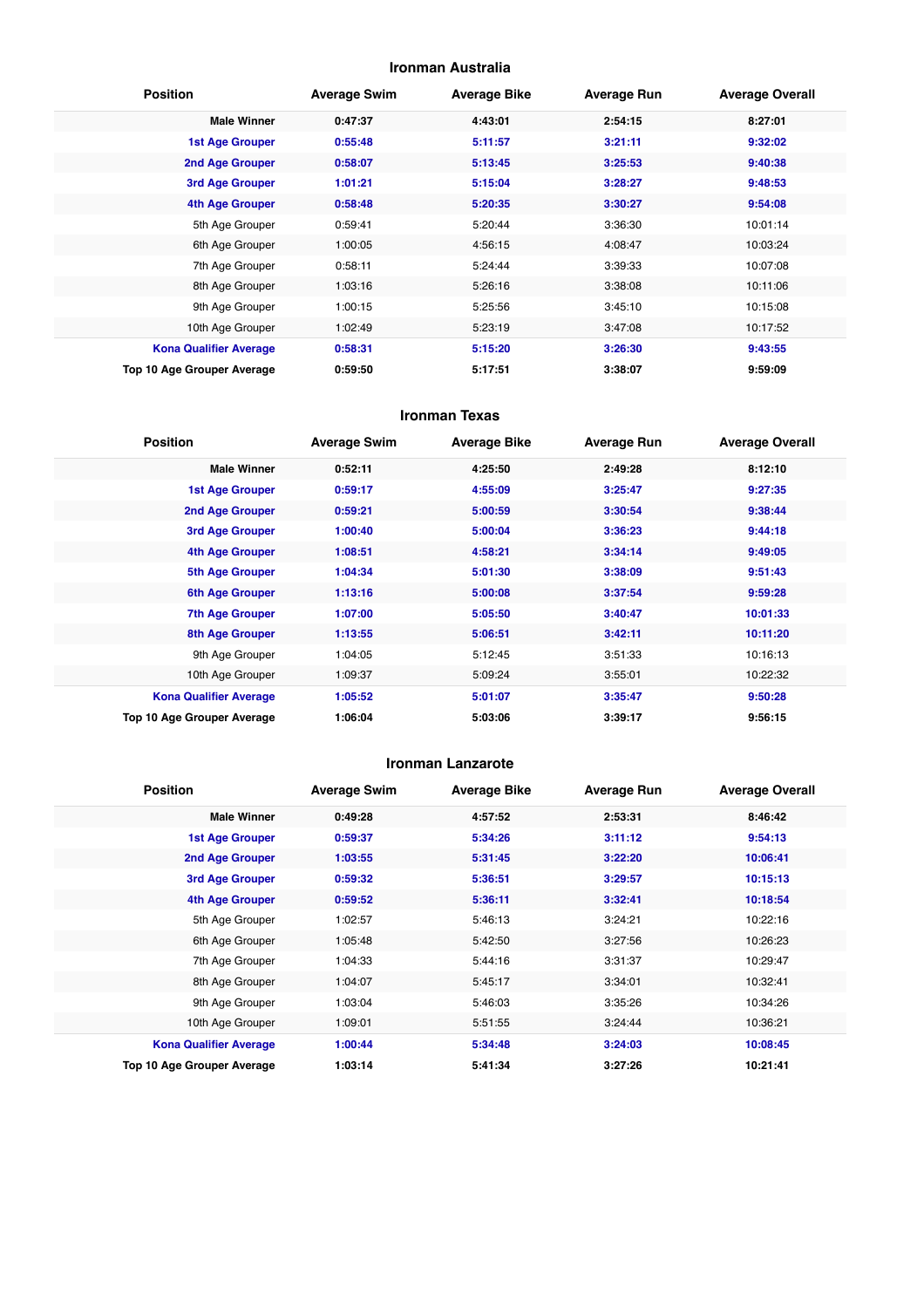## Ironman Australia

| Position | Average Swim | Average Bike | Average Run | Average Overall |
|---|---|---|---|---|
| **Male Winner** | **0:47:37** | **4:43:01** | **2:54:15** | **8:27:01** |
| **1st Age Grouper** | **0:55:48** | **5:11:57** | **3:21:11** | **9:32:02** |
| **2nd Age Grouper** | **0:58:07** | **5:13:45** | **3:25:53** | **9:40:38** |
| **3rd Age Grouper** | **1:01:21** | **5:15:04** | **3:28:27** | **9:48:53** |
| **4th Age Grouper** | **0:58:48** | **5:20:35** | **3:30:27** | **9:54:08** |
| 5th Age Grouper | 0:59:41 | 5:20:44 | 3:36:30 | 10:01:14 |
| 6th Age Grouper | 1:00:05 | 4:56:15 | 4:08:47 | 10:03:24 |
| 7th Age Grouper | 0:58:11 | 5:24:44 | 3:39:33 | 10:07:08 |
| 8th Age Grouper | 1:03:16 | 5:26:16 | 3:38:08 | 10:11:06 |
| 9th Age Grouper | 1:00:15 | 5:25:56 | 3:45:10 | 10:15:08 |
| 10th Age Grouper | 1:02:49 | 5:23:19 | 3:47:08 | 10:17:52 |
| **Kona Qualifier Average** | **0:58:31** | **5:15:20** | **3:26:30** | **9:43:55** |
| **Top 10 Age Grouper Average** | **0:59:50** | **5:17:51** | **3:38:07** | **9:59:09** |

## Ironman Texas

| Position | Average Swim | Average Bike | Average Run | Average Overall |
|---|---|---|---|---|
| **Male Winner** | **0:52:11** | **4:25:50** | **2:49:28** | **8:12:10** |
| **1st Age Grouper** | **0:59:17** | **4:55:09** | **3:25:47** | **9:27:35** |
| **2nd Age Grouper** | **0:59:21** | **5:00:59** | **3:30:54** | **9:38:44** |
| **3rd Age Grouper** | **1:00:40** | **5:00:04** | **3:36:23** | **9:44:18** |
| **4th Age Grouper** | **1:08:51** | **4:58:21** | **3:34:14** | **9:49:05** |
| **5th Age Grouper** | **1:04:34** | **5:01:30** | **3:38:09** | **9:51:43** |
| **6th Age Grouper** | **1:13:16** | **5:00:08** | **3:37:54** | **9:59:28** |
| **7th Age Grouper** | **1:07:00** | **5:05:50** | **3:40:47** | **10:01:33** |
| **8th Age Grouper** | **1:13:55** | **5:06:51** | **3:42:11** | **10:11:20** |
| 9th Age Grouper | 1:04:05 | 5:12:45 | 3:51:33 | 10:16:13 |
| 10th Age Grouper | 1:09:37 | 5:09:24 | 3:55:01 | 10:22:32 |
| **Kona Qualifier Average** | **1:05:52** | **5:01:07** | **3:35:47** | **9:50:28** |
| **Top 10 Age Grouper Average** | **1:06:04** | **5:03:06** | **3:39:17** | **9:56:15** |

## Ironman Lanzarote

| Position | Average Swim | Average Bike | Average Run | Average Overall |
|---|---|---|---|---|
| **Male Winner** | **0:49:28** | **4:57:52** | **2:53:31** | **8:46:42** |
| **1st Age Grouper** | **0:59:37** | **5:34:26** | **3:11:12** | **9:54:13** |
| **2nd Age Grouper** | **1:03:55** | **5:31:45** | **3:22:20** | **10:06:41** |
| **3rd Age Grouper** | **0:59:32** | **5:36:51** | **3:29:57** | **10:15:13** |
| **4th Age Grouper** | **0:59:52** | **5:36:11** | **3:32:41** | **10:18:54** |
| 5th Age Grouper | 1:02:57 | 5:46:13 | 3:24:21 | 10:22:16 |
| 6th Age Grouper | 1:05:48 | 5:42:50 | 3:27:56 | 10:26:23 |
| 7th Age Grouper | 1:04:33 | 5:44:16 | 3:31:37 | 10:29:47 |
| 8th Age Grouper | 1:04:07 | 5:45:17 | 3:34:01 | 10:32:41 |
| 9th Age Grouper | 1:03:04 | 5:46:03 | 3:35:26 | 10:34:26 |
| 10th Age Grouper | 1:09:01 | 5:51:55 | 3:24:44 | 10:36:21 |
| **Kona Qualifier Average** | **1:00:44** | **5:34:48** | **3:24:03** | **10:08:45** |
| **Top 10 Age Grouper Average** | **1:03:14** | **5:41:34** | **3:27:26** | **10:21:41** |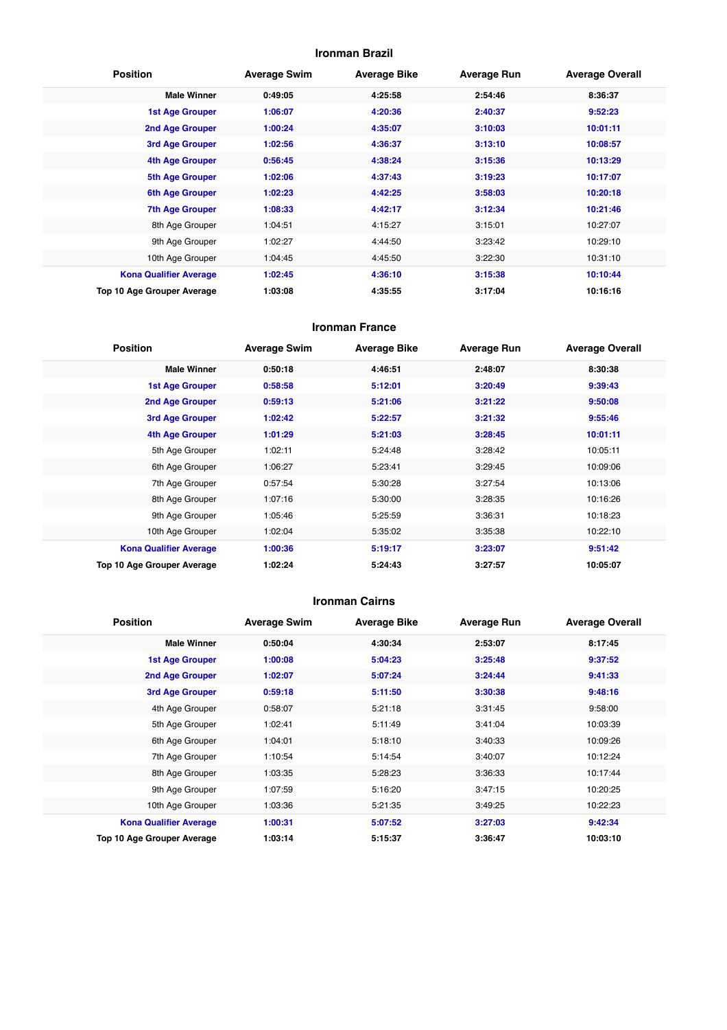## Ironman Brazil

| Position | Average Swim | Average Bike | Average Run | Average Overall |
|---|---|---|---|---|
| **Male Winner** | **0:49:05** | **4:25:58** | **2:54:46** | **8:36:37** |
| **1st Age Grouper** | **1:06:07** | **4:20:36** | **2:40:37** | **9:52:23** |
| **2nd Age Grouper** | **1:00:24** | **4:35:07** | **3:10:03** | **10:01:11** |
| **3rd Age Grouper** | **1:02:56** | **4:36:37** | **3:13:10** | **10:08:57** |
| **4th Age Grouper** | **0:56:45** | **4:38:24** | **3:15:36** | **10:13:29** |
| **5th Age Grouper** | **1:02:06** | **4:37:43** | **3:19:23** | **10:17:07** |
| **6th Age Grouper** | **1:02:23** | **4:42:25** | **3:58:03** | **10:20:18** |
| **7th Age Grouper** | **1:08:33** | **4:42:17** | **3:12:34** | **10:21:46** |
| 8th Age Grouper | 1:04:51 | 4:15:27 | 3:15:01 | 10:27:07 |
| 9th Age Grouper | 1:02:27 | 4:44:50 | 3:23:42 | 10:29:10 |
| 10th Age Grouper | 1:04:45 | 4:45:50 | 3:22:30 | 10:31:10 |
| **Kona Qualifier Average** | **1:02:45** | **4:36:10** | **3:15:38** | **10:10:44** |
| **Top 10 Age Grouper Average** | **1:03:08** | **4:35:55** | **3:17:04** | **10:16:16** |

## Ironman France

| Position | Average Swim | Average Bike | Average Run | Average Overall |
|---|---|---|---|---|
| **Male Winner** | **0:50:18** | **4:46:51** | **2:48:07** | **8:30:38** |
| **1st Age Grouper** | **0:58:58** | **5:12:01** | **3:20:49** | **9:39:43** |
| **2nd Age Grouper** | **0:59:13** | **5:21:06** | **3:21:22** | **9:50:08** |
| **3rd Age Grouper** | **1:02:42** | **5:22:57** | **3:21:32** | **9:55:46** |
| **4th Age Grouper** | **1:01:29** | **5:21:03** | **3:28:45** | **10:01:11** |
| 5th Age Grouper | 1:02:11 | 5:24:48 | 3:28:42 | 10:05:11 |
| 6th Age Grouper | 1:06:27 | 5:23:41 | 3:29:45 | 10:09:06 |
| 7th Age Grouper | 0:57:54 | 5:30:28 | 3:27:54 | 10:13:06 |
| 8th Age Grouper | 1:07:16 | 5:30:00 | 3:28:35 | 10:16:26 |
| 9th Age Grouper | 1:05:46 | 5:25:59 | 3:36:31 | 10:18:23 |
| 10th Age Grouper | 1:02:04 | 5:35:02 | 3:35:38 | 10:22:10 |
| **Kona Qualifier Average** | **1:00:36** | **5:19:17** | **3:23:07** | **9:51:42** |
| **Top 10 Age Grouper Average** | **1:02:24** | **5:24:43** | **3:27:57** | **10:05:07** |

## Ironman Cairns

| Position | Average Swim | Average Bike | Average Run | Average Overall |
|---|---|---|---|---|
| **Male Winner** | **0:50:04** | **4:30:34** | **2:53:07** | **8:17:45** |
| **1st Age Grouper** | **1:00:08** | **5:04:23** | **3:25:48** | **9:37:52** |
| **2nd Age Grouper** | **1:02:07** | **5:07:24** | **3:24:44** | **9:41:33** |
| **3rd Age Grouper** | **0:59:18** | **5:11:50** | **3:30:38** | **9:48:16** |
| 4th Age Grouper | 0:58:07 | 5:21:18 | 3:31:45 | 9:58:00 |
| 5th Age Grouper | 1:02:41 | 5:11:49 | 3:41:04 | 10:03:39 |
| 6th Age Grouper | 1:04:01 | 5:18:10 | 3:40:33 | 10:09:26 |
| 7th Age Grouper | 1:10:54 | 5:14:54 | 3:40:07 | 10:12:24 |
| 8th Age Grouper | 1:03:35 | 5:28:23 | 3:36:33 | 10:17:44 |
| 9th Age Grouper | 1:07:59 | 5:16:20 | 3:47:15 | 10:20:25 |
| 10th Age Grouper | 1:03:36 | 5:21:35 | 3:49:25 | 10:22:23 |
| **Kona Qualifier Average** | **1:00:31** | **5:07:52** | **3:27:03** | **9:42:34** |
| **Top 10 Age Grouper Average** | **1:03:14** | **5:15:37** | **3:36:47** | **10:03:10** |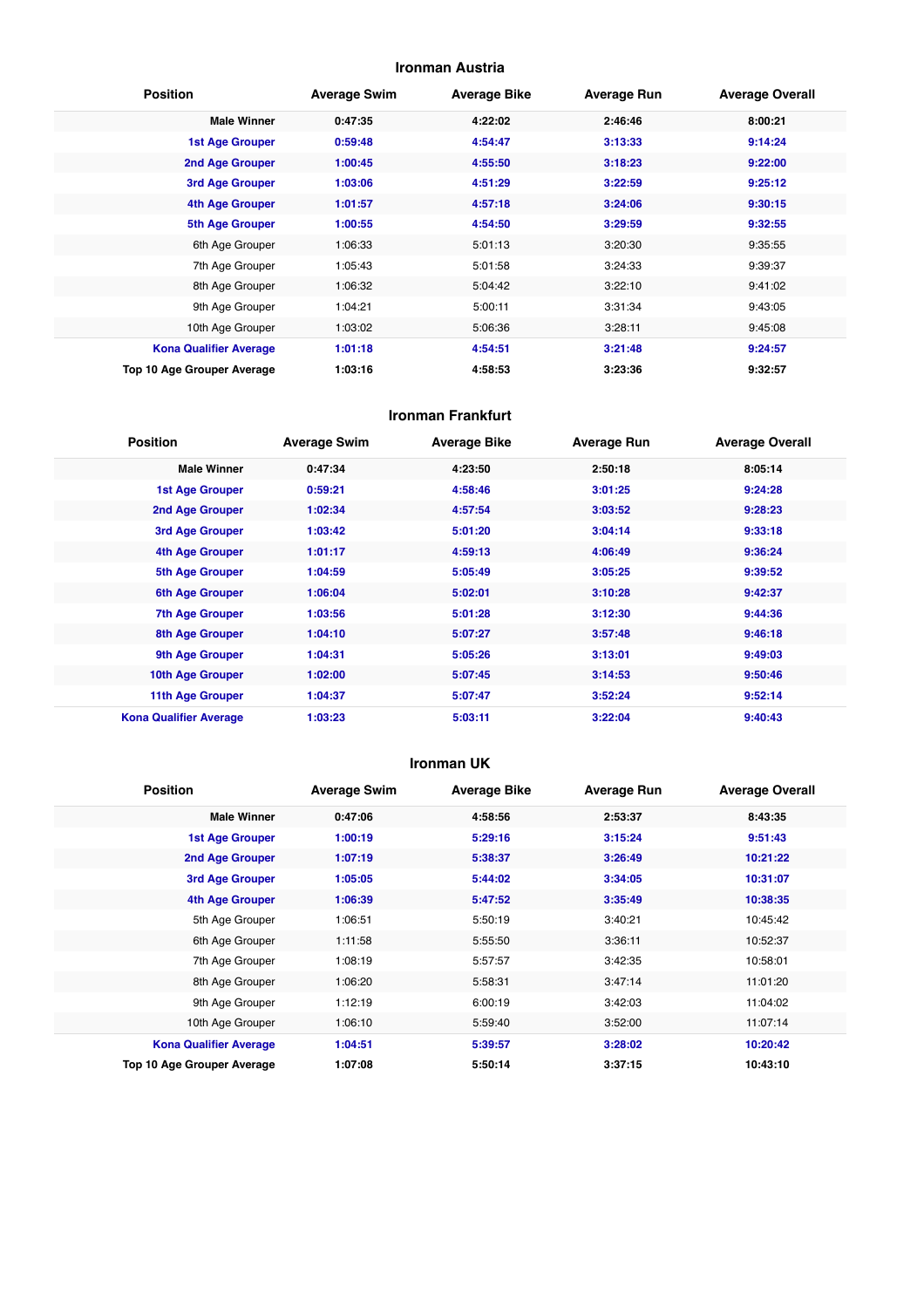## Ironman Austria

| Position | Average Swim | Average Bike | Average Run | Average Overall |
|---|---|---|---|---|
| **Male Winner** | **0:47:35** | **4:22:02** | **2:46:46** | **8:00:21** |
| **1st Age Grouper** | **0:59:48** | **4:54:47** | **3:13:33** | **9:14:24** |
| **2nd Age Grouper** | **1:00:45** | **4:55:50** | **3:18:23** | **9:22:00** |
| **3rd Age Grouper** | **1:03:06** | **4:51:29** | **3:22:59** | **9:25:12** |
| **4th Age Grouper** | **1:01:57** | **4:57:18** | **3:24:06** | **9:30:15** |
| **5th Age Grouper** | **1:00:55** | **4:54:50** | **3:29:59** | **9:32:55** |
| 6th Age Grouper | 1:06:33 | 5:01:13 | 3:20:30 | 9:35:55 |
| 7th Age Grouper | 1:05:43 | 5:01:58 | 3:24:33 | 9:39:37 |
| 8th Age Grouper | 1:06:32 | 5:04:42 | 3:22:10 | 9:41:02 |
| 9th Age Grouper | 1:04:21 | 5:00:11 | 3:31:34 | 9:43:05 |
| 10th Age Grouper | 1:03:02 | 5:06:36 | 3:28:11 | 9:45:08 |
| **Kona Qualifier Average** | **1:01:18** | **4:54:51** | **3:21:48** | **9:24:57** |
| **Top 10 Age Grouper Average** | **1:03:16** | **4:58:53** | **3:23:36** | **9:32:57** |

## Ironman Frankfurt

| Position | Average Swim | Average Bike | Average Run | Average Overall |
|---|---|---|---|---|
| **Male Winner** | **0:47:34** | **4:23:50** | **2:50:18** | **8:05:14** |
| **1st Age Grouper** | **0:59:21** | **4:58:46** | **3:01:25** | **9:24:28** |
| **2nd Age Grouper** | **1:02:34** | **4:57:54** | **3:03:52** | **9:28:23** |
| **3rd Age Grouper** | **1:03:42** | **5:01:20** | **3:04:14** | **9:33:18** |
| **4th Age Grouper** | **1:01:17** | **4:59:13** | **4:06:49** | **9:36:24** |
| **5th Age Grouper** | **1:04:59** | **5:05:49** | **3:05:25** | **9:39:52** |
| **6th Age Grouper** | **1:06:04** | **5:02:01** | **3:10:28** | **9:42:37** |
| **7th Age Grouper** | **1:03:56** | **5:01:28** | **3:12:30** | **9:44:36** |
| **8th Age Grouper** | **1:04:10** | **5:07:27** | **3:57:48** | **9:46:18** |
| **9th Age Grouper** | **1:04:31** | **5:05:26** | **3:13:01** | **9:49:03** |
| **10th Age Grouper** | **1:02:00** | **5:07:45** | **3:14:53** | **9:50:46** |
| **11th Age Grouper** | **1:04:37** | **5:07:47** | **3:52:24** | **9:52:14** |
| **Kona Qualifier Average** | **1:03:23** | **5:03:11** | **3:22:04** | **9:40:43** |

## Ironman UK

| Position | Average Swim | Average Bike | Average Run | Average Overall |
|---|---|---|---|---|
| **Male Winner** | **0:47:06** | **4:58:56** | **2:53:37** | **8:43:35** |
| **1st Age Grouper** | **1:00:19** | **5:29:16** | **3:15:24** | **9:51:43** |
| **2nd Age Grouper** | **1:07:19** | **5:38:37** | **3:26:49** | **10:21:22** |
| **3rd Age Grouper** | **1:05:05** | **5:44:02** | **3:34:05** | **10:31:07** |
| **4th Age Grouper** | **1:06:39** | **5:47:52** | **3:35:49** | **10:38:35** |
| 5th Age Grouper | 1:06:51 | 5:50:19 | 3:40:21 | 10:45:42 |
| 6th Age Grouper | 1:11:58 | 5:55:50 | 3:36:11 | 10:52:37 |
| 7th Age Grouper | 1:08:19 | 5:57:57 | 3:42:35 | 10:58:01 |
| 8th Age Grouper | 1:06:20 | 5:58:31 | 3:47:14 | 11:01:20 |
| 9th Age Grouper | 1:12:19 | 6:00:19 | 3:42:03 | 11:04:02 |
| 10th Age Grouper | 1:06:10 | 5:59:40 | 3:52:00 | 11:07:14 |
| **Kona Qualifier Average** | **1:04:51** | **5:39:57** | **3:28:02** | **10:20:42** |
| **Top 10 Age Grouper Average** | **1:07:08** | **5:50:14** | **3:37:15** | **10:43:10** |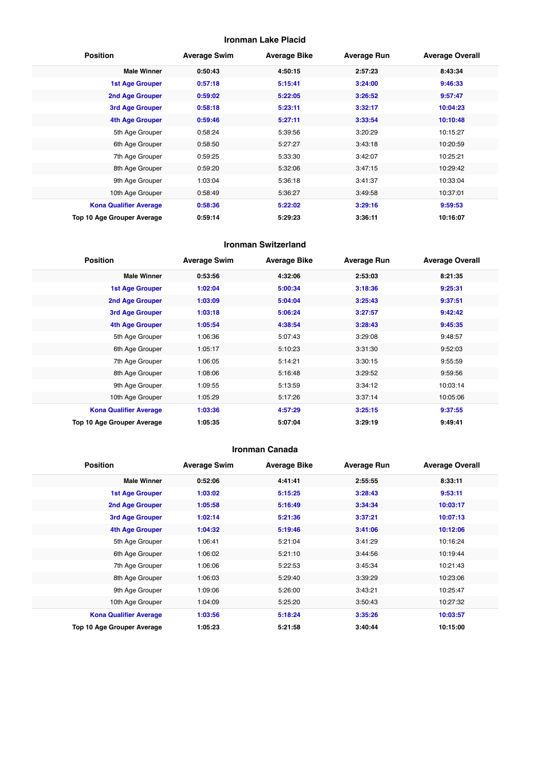### Ironman Lake Placid

| Position | Average Swim | Average Bike | Average Run | Average Overall |
|---|---|---|---|---|
| **Male Winner** | **0:50:43** | **4:50:15** | **2:57:23** | **8:43:34** |
| **1st Age Grouper** | **0:57:18** | **5:15:41** | **3:24:00** | **9:46:33** |
| **2nd Age Grouper** | **0:59:02** | **5:22:05** | **3:26:52** | **9:57:47** |
| **3rd Age Grouper** | **0:58:18** | **5:23:11** | **3:32:17** | **10:04:23** |
| **4th Age Grouper** | **0:59:46** | **5:27:11** | **3:33:54** | **10:10:48** |
| 5th Age Grouper | 0:58:24 | 5:39:56 | 3:20:29 | 10:15:27 |
| 6th Age Grouper | 0:58:50 | 5:27:27 | 3:43:18 | 10:20:59 |
| 7th Age Grouper | 0:59:25 | 5:33:30 | 3:42:07 | 10:25:21 |
| 8th Age Grouper | 0:59:20 | 5:32:06 | 3:47:15 | 10:29:42 |
| 9th Age Grouper | 1:03:04 | 5:36:18 | 3:41:37 | 10:33:04 |
| 10th Age Grouper | 0:58:49 | 5:36:27 | 3:49:58 | 10:37:01 |
| **Kona Qualifier Average** | **0:58:36** | **5:22:02** | **3:29:16** | **9:59:53** |
| **Top 10 Age Grouper Average** | **0:59:14** | **5:29:23** | **3:36:11** | **10:16:07** |

### Ironman Switzerland

| Position | Average Swim | Average Bike | Average Run | Average Overall |
|---|---|---|---|---|
| **Male Winner** | **0:53:56** | **4:32:06** | **2:53:03** | **8:21:35** |
| **1st Age Grouper** | **1:02:04** | **5:00:34** | **3:18:36** | **9:25:31** |
| **2nd Age Grouper** | **1:03:09** | **5:04:04** | **3:25:43** | **9:37:51** |
| **3rd Age Grouper** | **1:03:18** | **5:06:24** | **3:27:57** | **9:42:42** |
| **4th Age Grouper** | **1:05:54** | **4:38:54** | **3:28:43** | **9:45:35** |
| 5th Age Grouper | 1:06:36 | 5:07:43 | 3:29:08 | 9:48:57 |
| 6th Age Grouper | 1:05:17 | 5:10:23 | 3:31:30 | 9:52:03 |
| 7th Age Grouper | 1:06:05 | 5:14:21 | 3:30:15 | 9:55:59 |
| 8th Age Grouper | 1:08:06 | 5:16:48 | 3:29:52 | 9:59:56 |
| 9th Age Grouper | 1:09:55 | 5:13:59 | 3:34:12 | 10:03:14 |
| 10th Age Grouper | 1:05:29 | 5:17:26 | 3:37:14 | 10:05:06 |
| **Kona Qualifier Average** | **1:03:36** | **4:57:29** | **3:25:15** | **9:37:55** |
| **Top 10 Age Grouper Average** | **1:05:35** | **5:07:04** | **3:29:19** | **9:49:41** |

### Ironman Canada

| Position | Average Swim | Average Bike | Average Run | Average Overall |
|---|---|---|---|---|
| **Male Winner** | **0:52:06** | **4:41:41** | **2:55:55** | **8:33:11** |
| **1st Age Grouper** | **1:03:02** | **5:15:25** | **3:28:43** | **9:53:11** |
| **2nd Age Grouper** | **1:05:58** | **5:16:49** | **3:34:34** | **10:03:17** |
| **3rd Age Grouper** | **1:02:14** | **5:21:36** | **3:37:21** | **10:07:13** |
| **4th Age Grouper** | **1:04:32** | **5:19:46** | **3:41:06** | **10:12:06** |
| 5th Age Grouper | 1:06:41 | 5:21:04 | 3:41:29 | 10:16:24 |
| 6th Age Grouper | 1:06:02 | 5:21:10 | 3:44:56 | 10:19:44 |
| 7th Age Grouper | 1:06:06 | 5:22:53 | 3:45:34 | 10:21:43 |
| 8th Age Grouper | 1:06:03 | 5:29:40 | 3:39:29 | 10:23:06 |
| 9th Age Grouper | 1:09:06 | 5:26:00 | 3:43:21 | 10:25:47 |
| 10th Age Grouper | 1:04:09 | 5:25:20 | 3:50:43 | 10:27:32 |
| **Kona Qualifier Average** | **1:03:56** | **5:18:24** | **3:35:26** | **10:03:57** |
| **Top 10 Age Grouper Average** | **1:05:23** | **5:21:58** | **3:40:44** | **10:15:00** |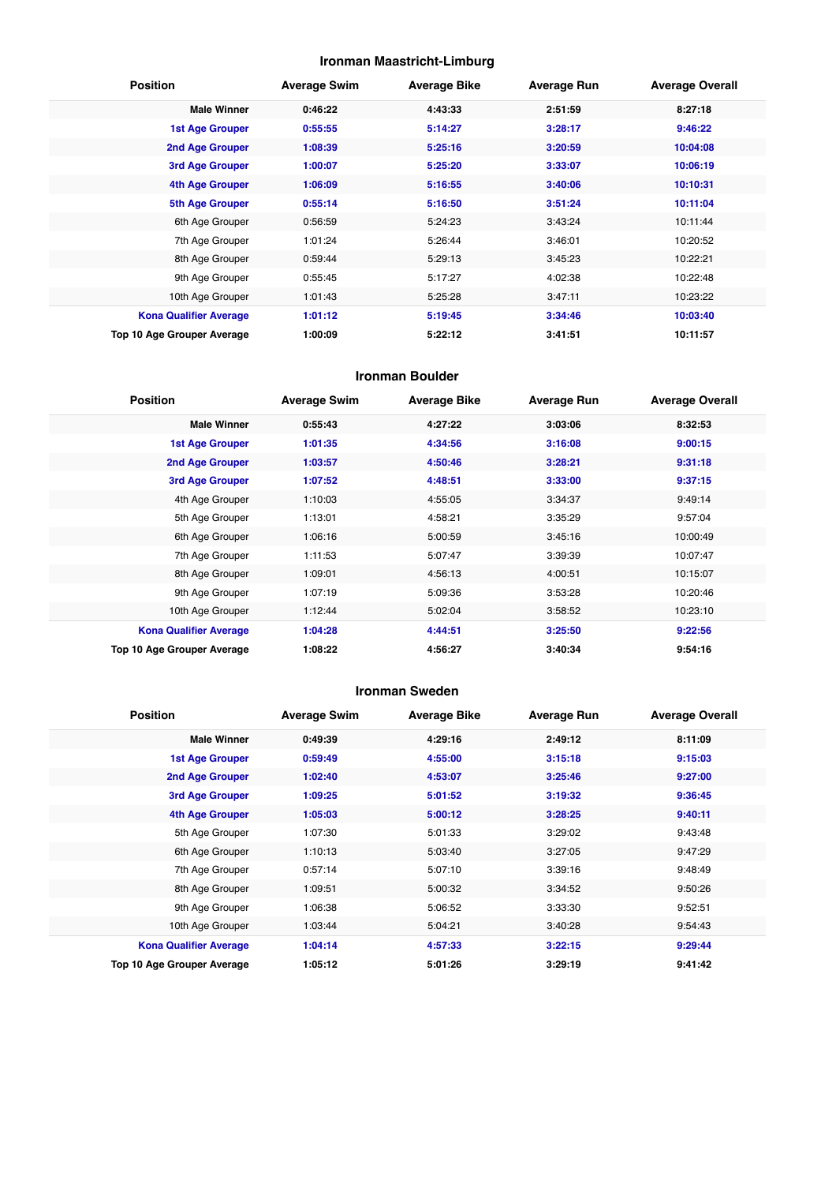## Ironman Maastricht-Limburg

| Position | Average Swim | Average Bike | Average Run | Average Overall |
|---|---|---|---|---|
| **Male Winner** | **0:46:22** | **4:43:33** | **2:51:59** | **8:27:18** |
| **1st Age Grouper** | **0:55:55** | **5:14:27** | **3:28:17** | **9:46:22** |
| **2nd Age Grouper** | **1:08:39** | **5:25:16** | **3:20:59** | **10:04:08** |
| **3rd Age Grouper** | **1:00:07** | **5:25:20** | **3:33:07** | **10:06:19** |
| **4th Age Grouper** | **1:06:09** | **5:16:55** | **3:40:06** | **10:10:31** |
| **5th Age Grouper** | **0:55:14** | **5:16:50** | **3:51:24** | **10:11:04** |
| 6th Age Grouper | 0:56:59 | 5:24:23 | 3:43:24 | 10:11:44 |
| 7th Age Grouper | 1:01:24 | 5:26:44 | 3:46:01 | 10:20:52 |
| 8th Age Grouper | 0:59:44 | 5:29:13 | 3:45:23 | 10:22:21 |
| 9th Age Grouper | 0:55:45 | 5:17:27 | 4:02:38 | 10:22:48 |
| 10th Age Grouper | 1:01:43 | 5:25:28 | 3:47:11 | 10:23:22 |
| **Kona Qualifier Average** | **1:01:12** | **5:19:45** | **3:34:46** | **10:03:40** |
| **Top 10 Age Grouper Average** | **1:00:09** | **5:22:12** | **3:41:51** | **10:11:57** |

## Ironman Boulder

| Position | Average Swim | Average Bike | Average Run | Average Overall |
|---|---|---|---|---|
| **Male Winner** | **0:55:43** | **4:27:22** | **3:03:06** | **8:32:53** |
| **1st Age Grouper** | **1:01:35** | **4:34:56** | **3:16:08** | **9:00:15** |
| **2nd Age Grouper** | **1:03:57** | **4:50:46** | **3:28:21** | **9:31:18** |
| **3rd Age Grouper** | **1:07:52** | **4:48:51** | **3:33:00** | **9:37:15** |
| 4th Age Grouper | 1:10:03 | 4:55:05 | 3:34:37 | 9:49:14 |
| 5th Age Grouper | 1:13:01 | 4:58:21 | 3:35:29 | 9:57:04 |
| 6th Age Grouper | 1:06:16 | 5:00:59 | 3:45:16 | 10:00:49 |
| 7th Age Grouper | 1:11:53 | 5:07:47 | 3:39:39 | 10:07:47 |
| 8th Age Grouper | 1:09:01 | 4:56:13 | 4:00:51 | 10:15:07 |
| 9th Age Grouper | 1:07:19 | 5:09:36 | 3:53:28 | 10:20:46 |
| 10th Age Grouper | 1:12:44 | 5:02:04 | 3:58:52 | 10:23:10 |
| **Kona Qualifier Average** | **1:04:28** | **4:44:51** | **3:25:50** | **9:22:56** |
| **Top 10 Age Grouper Average** | **1:08:22** | **4:56:27** | **3:40:34** | **9:54:16** |

## Ironman Sweden

| Position | Average Swim | Average Bike | Average Run | Average Overall |
|---|---|---|---|---|
| **Male Winner** | **0:49:39** | **4:29:16** | **2:49:12** | **8:11:09** |
| **1st Age Grouper** | **0:59:49** | **4:55:00** | **3:15:18** | **9:15:03** |
| **2nd Age Grouper** | **1:02:40** | **4:53:07** | **3:25:46** | **9:27:00** |
| **3rd Age Grouper** | **1:09:25** | **5:01:52** | **3:19:32** | **9:36:45** |
| **4th Age Grouper** | **1:05:03** | **5:00:12** | **3:28:25** | **9:40:11** |
| 5th Age Grouper | 1:07:30 | 5:01:33 | 3:29:02 | 9:43:48 |
| 6th Age Grouper | 1:10:13 | 5:03:40 | 3:27:05 | 9:47:29 |
| 7th Age Grouper | 0:57:14 | 5:07:10 | 3:39:16 | 9:48:49 |
| 8th Age Grouper | 1:09:51 | 5:00:32 | 3:34:52 | 9:50:26 |
| 9th Age Grouper | 1:06:38 | 5:06:52 | 3:33:30 | 9:52:51 |
| 10th Age Grouper | 1:03:44 | 5:04:21 | 3:40:28 | 9:54:43 |
| **Kona Qualifier Average** | **1:04:14** | **4:57:33** | **3:22:15** | **9:29:44** |
| **Top 10 Age Grouper Average** | **1:05:12** | **5:01:26** | **3:29:19** | **9:41:42** |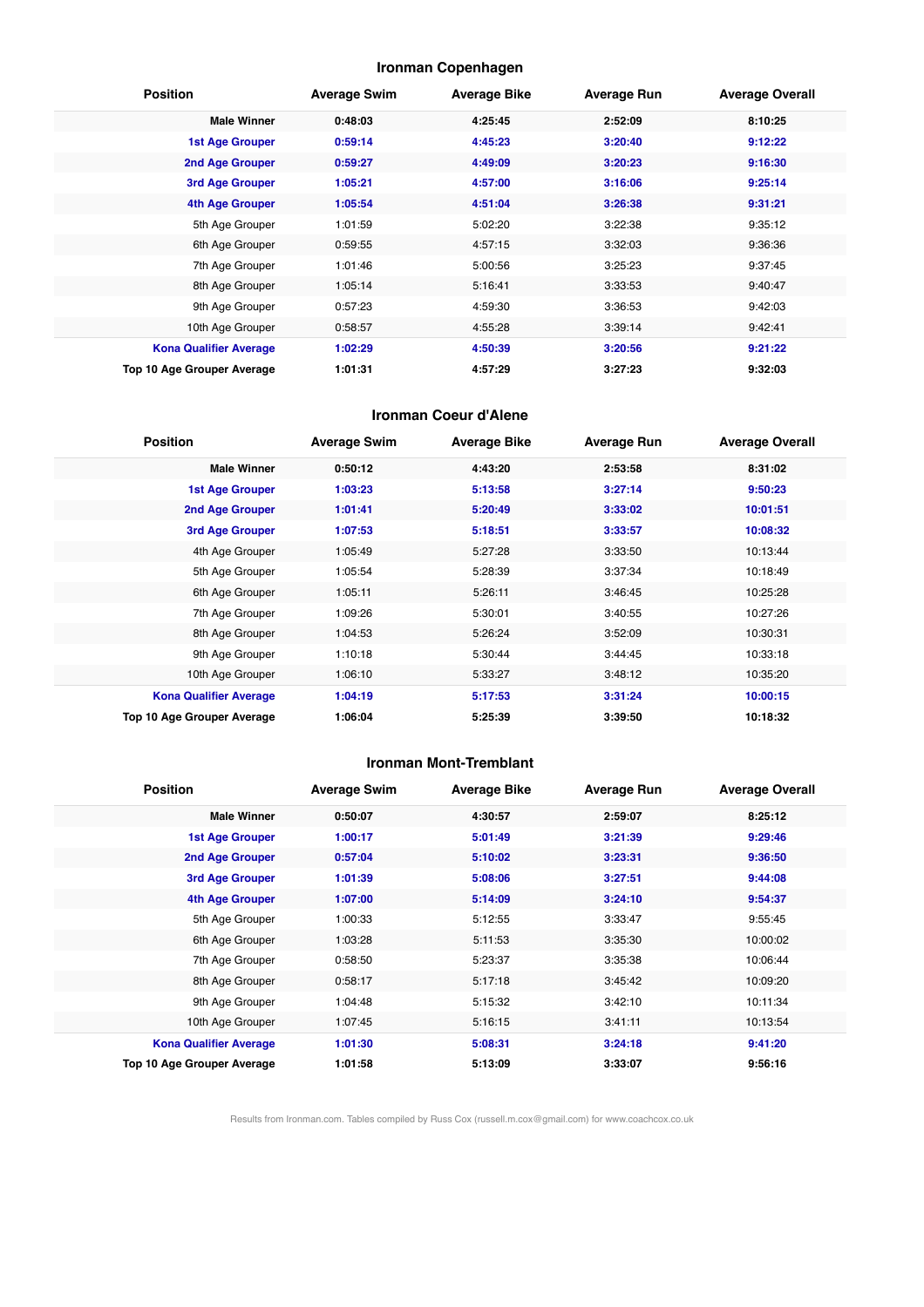## Ironman Copenhagen

| Position | Average Swim | Average Bike | Average Run | Average Overall |
|---|---|---|---|---|
| **Male Winner** | **0:48:03** | **4:25:45** | **2:52:09** | **8:10:25** |
| **1st Age Grouper** | **0:59:14** | **4:45:23** | **3:20:40** | **9:12:22** |
| **2nd Age Grouper** | **0:59:27** | **4:49:09** | **3:20:23** | **9:16:30** |
| **3rd Age Grouper** | **1:05:21** | **4:57:00** | **3:16:06** | **9:25:14** |
| **4th Age Grouper** | **1:05:54** | **4:51:04** | **3:26:38** | **9:31:21** |
| 5th Age Grouper | 1:01:59 | 5:02:20 | 3:22:38 | 9:35:12 |
| 6th Age Grouper | 0:59:55 | 4:57:15 | 3:32:03 | 9:36:36 |
| 7th Age Grouper | 1:01:46 | 5:00:56 | 3:25:23 | 9:37:45 |
| 8th Age Grouper | 1:05:14 | 5:16:41 | 3:33:53 | 9:40:47 |
| 9th Age Grouper | 0:57:23 | 4:59:30 | 3:36:53 | 9:42:03 |
| 10th Age Grouper | 0:58:57 | 4:55:28 | 3:39:14 | 9:42:41 |
| **Kona Qualifier Average** | **1:02:29** | **4:50:39** | **3:20:56** | **9:21:22** |
| **Top 10 Age Grouper Average** | **1:01:31** | **4:57:29** | **3:27:23** | **9:32:03** |

## Ironman Coeur d'Alene

| Position | Average Swim | Average Bike | Average Run | Average Overall |
|---|---|---|---|---|
| **Male Winner** | **0:50:12** | **4:43:20** | **2:53:58** | **8:31:02** |
| **1st Age Grouper** | **1:03:23** | **5:13:58** | **3:27:14** | **9:50:23** |
| **2nd Age Grouper** | **1:01:41** | **5:20:49** | **3:33:02** | **10:01:51** |
| **3rd Age Grouper** | **1:07:53** | **5:18:51** | **3:33:57** | **10:08:32** |
| 4th Age Grouper | 1:05:49 | 5:27:28 | 3:33:50 | 10:13:44 |
| 5th Age Grouper | 1:05:54 | 5:28:39 | 3:37:34 | 10:18:49 |
| 6th Age Grouper | 1:05:11 | 5:26:11 | 3:46:45 | 10:25:28 |
| 7th Age Grouper | 1:09:26 | 5:30:01 | 3:40:55 | 10:27:26 |
| 8th Age Grouper | 1:04:53 | 5:26:24 | 3:52:09 | 10:30:31 |
| 9th Age Grouper | 1:10:18 | 5:30:44 | 3:44:45 | 10:33:18 |
| 10th Age Grouper | 1:06:10 | 5:33:27 | 3:48:12 | 10:35:20 |
| **Kona Qualifier Average** | **1:04:19** | **5:17:53** | **3:31:24** | **10:00:15** |
| **Top 10 Age Grouper Average** | **1:06:04** | **5:25:39** | **3:39:50** | **10:18:32** |

## Ironman Mont-Tremblant

| Position | Average Swim | Average Bike | Average Run | Average Overall |
|---|---|---|---|---|
| **Male Winner** | **0:50:07** | **4:30:57** | **2:59:07** | **8:25:12** |
| **1st Age Grouper** | **1:00:17** | **5:01:49** | **3:21:39** | **9:29:46** |
| **2nd Age Grouper** | **0:57:04** | **5:10:02** | **3:23:31** | **9:36:50** |
| **3rd Age Grouper** | **1:01:39** | **5:08:06** | **3:27:51** | **9:44:08** |
| **4th Age Grouper** | **1:07:00** | **5:14:09** | **3:24:10** | **9:54:37** |
| 5th Age Grouper | 1:00:33 | 5:12:55 | 3:33:47 | 9:55:45 |
| 6th Age Grouper | 1:03:28 | 5:11:53 | 3:35:30 | 10:00:02 |
| 7th Age Grouper | 0:58:50 | 5:23:37 | 3:35:38 | 10:06:44 |
| 8th Age Grouper | 0:58:17 | 5:17:18 | 3:45:42 | 10:09:20 |
| 9th Age Grouper | 1:04:48 | 5:15:32 | 3:42:10 | 10:11:34 |
| 10th Age Grouper | 1:07:45 | 5:16:15 | 3:41:11 | 10:13:54 |
| **Kona Qualifier Average** | **1:01:30** | **5:08:31** | **3:24:18** | **9:41:20** |
| **Top 10 Age Grouper Average** | **1:01:58** | **5:13:09** | **3:33:07** | **9:56:16** |

Results from Ironman.com. Tables compiled by Russ Cox (russell.m.cox@gmail.com) for www.coachcox.co.uk